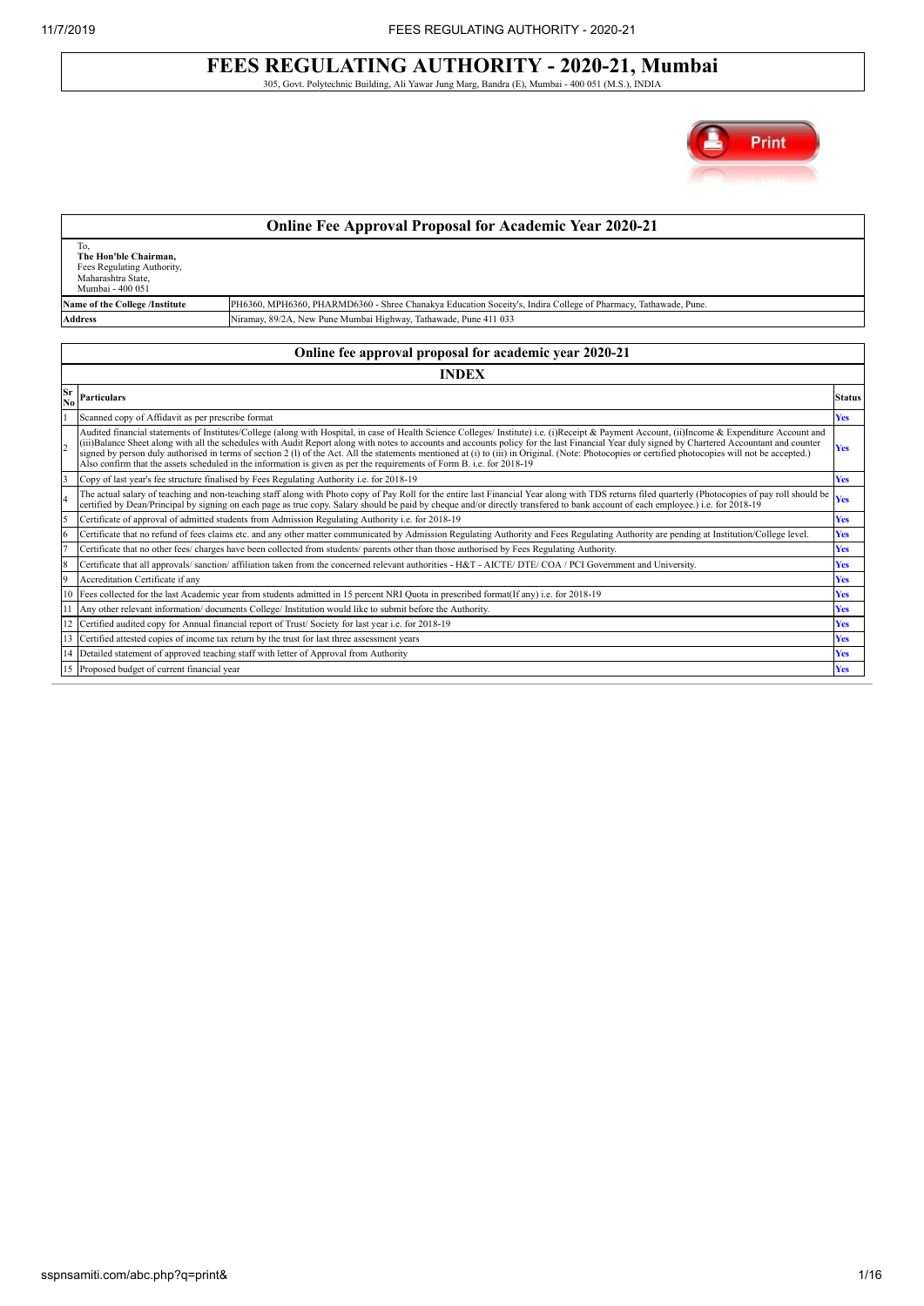# FEES REGULATING AUTHORITY - 2020-21, Mumbai

305, Govt. Polytechnic Building, Ali Yawar Jung Marg, Bandra (E), Mumbai - 400 051 (M.S.), INDIA

## Online Fee Approval Proposal for Academic Year 2020-21

To,
**The Hon'ble Chairman,**
Fees Regulating Authority,
Maharashtra State,
Mumbai - 400 051

| | |
|---|---|
| **Name of the College /Institute** | PH6360, MPH6360, PHARMD6360 - Shree Chanakya Education Soceity's, Indira College of Pharmacy, Tathawade, Pune. |
| **Address** | Niramay, 89/2A, New Pune Mumbai Highway, Tathawade, Pune 411 033 |

## Online fee approval proposal for academic year 2020-21

### INDEX

| Sr No | Particulars | Status |
|---|---|---|
| 1 | Scanned copy of Affidavit as per prescribe format | Yes |
| 2 | Audited financial statements of Institutes/College (along with Hospital, in case of Health Science Colleges/ Institute) i.e. (i)Receipt & Payment Account, (ii)Income & Expenditure Account and (iii)Balance Sheet along with all the schedules with Audit Report along with notes to accounts and accounts policy for the last Financial Year duly signed by Chartered Accountant and counter signed by person duly authorised in terms of section 2 (l) of the Act. All the statements mentioned at (i) to (iii) in Original. (Note: Photocopies or certified photocopies will not be accepted.) Also confirm that the assets scheduled in the information is given as per the requirements of Form B. i.e. for 2018-19 | Yes |
| 3 | Copy of last year's fee structure finalised by Fees Regulating Authority i.e. for 2018-19 | Yes |
| 4 | The actual salary of teaching and non-teaching staff along with Photo copy of Pay Roll for the entire last Financial Year along with TDS returns filed quarterly (Photocopies of pay roll should be certified by Dean/Principal by signing on each page as true copy. Salary should be paid by cheque and/or directly transfered to bank account of each employee.) i.e. for 2018-19 | Yes |
| 5 | Certificate of approval of admitted students from Admission Regulating Authority i.e. for 2018-19 | Yes |
| 6 | Certificate that no refund of fees claims etc. and any other matter communicated by Admission Regulating Authority and Fees Regulating Authority are pending at Institution/College level. | Yes |
| 7 | Certificate that no other fees/ charges have been collected from students/ parents other than those authorised by Fees Regulating Authority. | Yes |
| 8 | Certificate that all approvals/ sanction/ affiliation taken from the concerned relevant authorities - H&T - AICTE/ DTE/ COA / PCI Government and University. | Yes |
| 9 | Accreditation Certificate if any | Yes |
| 10 | Fees collected for the last Academic year from students admitted in 15 percent NRI Quota in prescribed format(If any) i.e. for 2018-19 | Yes |
| 11 | Any other relevant information/ documents College/ Institution would like to submit before the Authority. | Yes |
| 12 | Certified audited copy for Annual financial report of Trust/ Society for last year i.e. for 2018-19 | Yes |
| 13 | Certified attested copies of income tax return by the trust for last three assessment years | Yes |
| 14 | Detailed statement of approved teaching staff with letter of Approval from Authority | Yes |
| 15 | Proposed budget of current financial year | Yes |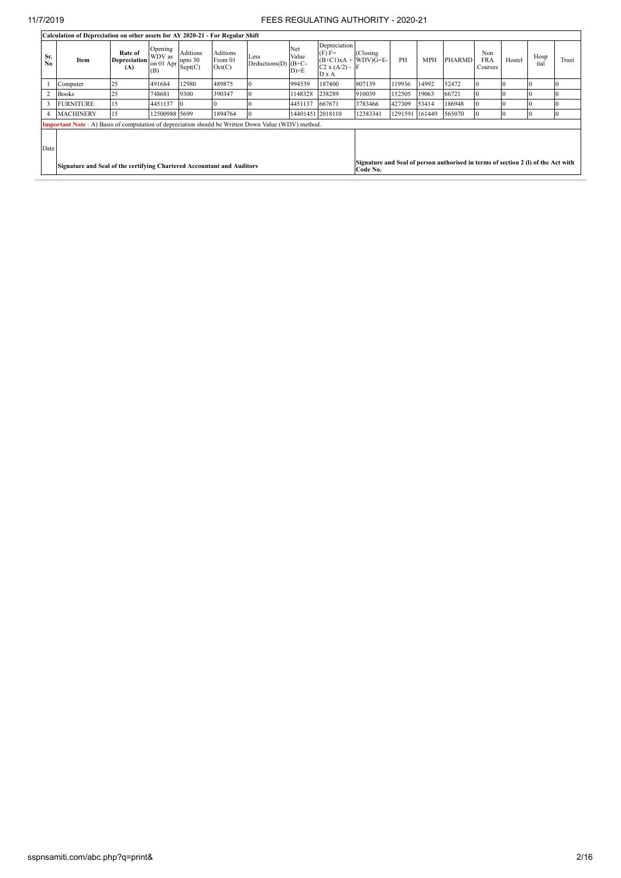**Calculation of Depreciation on other assets for AY 2020-21 - For Regular Shift**

| Sr. No | Item | Rate of Depreciation (A) | Opening WDV as on 01 Apr (B) | Aditions upto 30 Sept(C) | Aditions From 01 Oct(C) | Less Deductions(D) | Net Value (B+C-D)=E | Depreciation (F) F= (B+C1)xA + C2 x (A/2) - D x A | (Closing WDV)G=E-F | PH | MPH | PHARMD | Non FRA Courses | Hostel | Hospital | Trust |
|---|---|---|---|---|---|---|---|---|---|---|---|---|---|---|---|---|
| 1 | Computer | 25 | 491684 | 12980 | 489875 | 0 | 994539 | 187400 | 807139 | 119936 | 14992 | 52472 | 0 | 0 | 0 | 0 |
| 2 | Books | 25 | 748681 | 9300 | 390347 | 0 | 1148328 | 238289 | 910039 | 152505 | 19063 | 66721 | 0 | 0 | 0 | 0 |
| 3 | FURNITURE | 15 | 4451137 | 0 | 0 | 0 | 4451137 | 667671 | 3783466 | 427309 | 53414 | 186948 | 0 | 0 | 0 | 0 |
| 4 | MACHINERY | 15 | 12500988 | 5699 | 1894764 | 0 | 14401451 | 2018110 | 12383341 | 1291591 | 161449 | 565070 | 0 | 0 | 0 | 0 |

**Important Note** : A) Basis of computation of depreciation should be Written Down Value (WDV) method.

Date

**Signature and Seal of the certifying Chartered Accountant and Auditors**

**Signature and Seal of person authorised in terms of section 2 (l) of the Act with Code No.**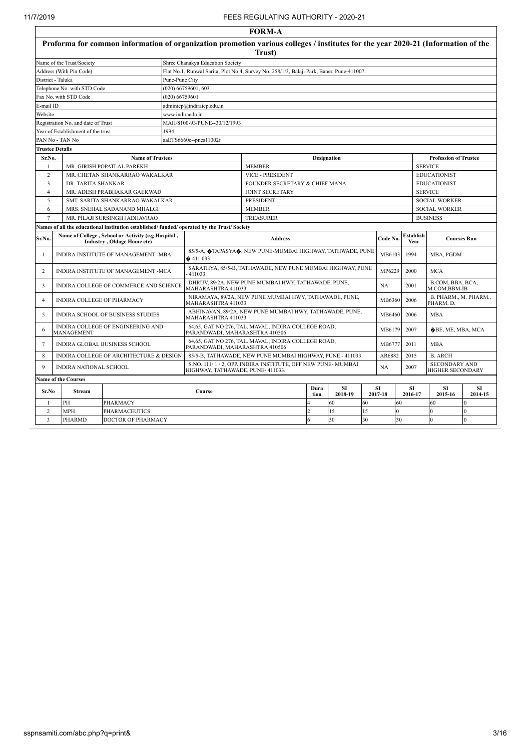# FORM-A

## Proforma for common information of organization promotion various colleges / institutes for the year 2020-21 (Information of the Trust)

| | |
|---|---|
| Name of the Trust/Society | Shree Chanakya Education Society |
| Address (With Pin Code) | Flat No.1, Runwal Sarita, Plot No.4, Survey No. 258/1/3, Balaji Park, Baner, Pune-411007. |
| District - Taluka | Pune-Pune City |
| Telephone No. with STD Code | (020) 66759601, 603 |
| Fax No. with STD Code | (020) 66759601 |
| E-mail ID | adminicp@indiraicp.edu.in |
| Website | www.indiraedu.in |
| Registration No. and date of Trust | MAH/8100-93/PUNE--30/12/1993 |
| Year of Establishment of the trust | 1994 |
| PAN No - TAN No | aaETS6660c--pnes11002f |

**Trustee Details**

| Sr.No. | Name of Trustees | Designation | Profession of Trustee |
|---|---|---|---|
| 1 | MR. GIRISH POPATLAL PAREKH | MEMBER | SERVICE |
| 2 | MR. CHETAN SHANKARRAO WAKALKAR | VICE - PRESIDENT | EDUCATIONIST |
| 3 | DR. TARITA SHANKAR | FOUNDER SECRETARY & CHIEF MANA | EDUCATIONIST |
| 4 | MR. ADESH PRABHAKAR GAEKWAD | JOINT SECRETARY | SERVICE |
| 5 | SMT. SARITA SHANKARRAO WAKALKAR | PRESIDENT | SOCIAL WORKER |
| 6 | MRS. SNEHAL SADANAND MHALGI | MEMBER | SOCIAL WORKER |
| 7 | MR. PILAJI SURSINGH JADHAVRAO | TREASURER | BUSINESS |

**Names of all the educational institution established/ funded/ operated by the Trust/ Society**

| Sr.No. | Name of College , School or Activity (e.g Hospital , Industry , Oldage Home etc) | Address | Code No. | Establish Year | Courses Run |
|---|---|---|---|---|---|
| 1 | INDIRA INSTITUTE OF MANAGEMENT -MBA | 85/5-A, �TAPASYA�, NEW PUNE-MUMBAI HIGHWAY, TATHWADE, PUNE � 411 033 | MB6103 | 1994 | MBA, PGDM |
| 2 | INDIRA INSTITUTE OF MANAGEMENT -MCA | SARATHYA, 85/5-B, TATHAWADE, NEW PUNE MUMBAI HIGHWAY, PUNE - 411033. | MP6229 | 2000 | MCA |
| 3 | INDIRA COLLEGE OF COMMERCE AND SCIENCE | DHRUV, 89/2A, NEW PUNE MUMBAI HWY, TATHAWADE, PUNE, MAHARASHTRA 411033 | NA | 2001 | B.COM, BBA, BCA, M.COM,BBM-IB |
| 4 | INDIRA COLLEGE OF PHARMACY | NIRAMAYA, 89/2A, NEW PUNE MUMBAI HWY, TATHAWADE, PUNE, MAHARASHTRA 411033 | MB6360 | 2006 | B. PHARM., M. PHARM., PHARM. D. |
| 5 | INDIRA SCHOOL OF BUSINESS STUDIES | ABHINAVAN, 89/2A, NEW PUNE MUMBAI HWY, TATHAWADE, PUNE, MAHARASHTRA 411033 | MB6460 | 2006 | MBA |
| 6 | INDIRA COLLEGE OF ENGINEERING AND MANAGEMENT | 64,65, GAT NO 276, TAL. MAVAL, INDIRA COLLEGE ROAD, PARANDWADI, MAHARASHTRA 410506 | MB6179 | 2007 | �BE, ME, MBA, MCA |
| 7 | INDIRA GLOBAL BUSINESS SCHOOL | 64,65, GAT NO 276, TAL. MAVAL, INDIRA COLLEGE ROAD, PARANDWADI, MAHARASHTRA 410506 | MB6777 | 2011 | MBA |
| 8 | INDIRA COLLEGE OF ARCHITECTURE & DESIGN | 85/5-B, TATHAWADE, NEW PUNE MUMBAI HIGHWAY, PUNE - 411033. | AR6882 | 2015 | B. ARCH |
| 9 | INDIRA NATIONAL SCHOOL | S.NO. 111/ 1 / 2, OPP. INDIRA INSTITUTE, OFF NEW PUNE- MUMBAI HIGHWAY, TATHAWADE, PUNE- 411033. | NA | 2007 | SECONDARY AND HIGHER SECONDARY |

**Name of the Courses**

| Sr.No | Stream | Course | Duration | SI 2018-19 | SI 2017-18 | SI 2016-17 | SI 2015-16 | SI 2014-15 |
|---|---|---|---|---|---|---|---|---|
| 1 | PH | PHARMACY | 4 | 60 | 60 | 60 | 60 | 0 |
| 2 | MPH | PHARMACEUTICS | 2 | 15 | 15 | 0 | 0 | 0 |
| 3 | PHARMD | DOCTOR OF PHARMACY | 6 | 30 | 30 | 30 | 0 | 0 |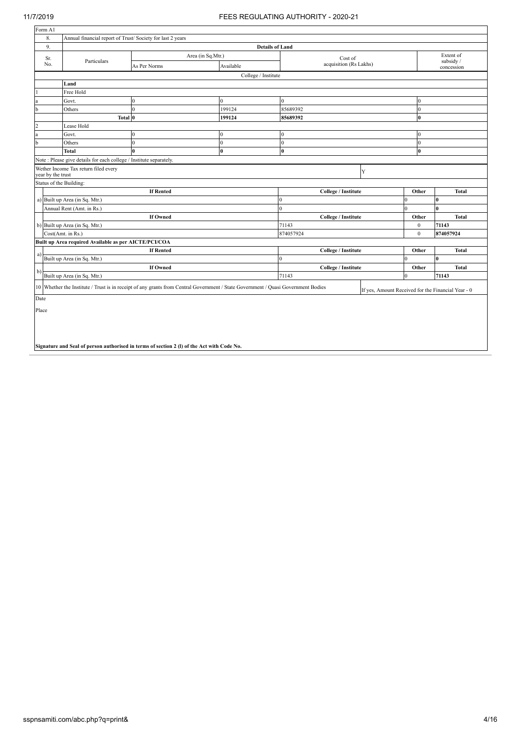Form A1

| | | | | | |
|---|---|---|---|---|---|
| 8. | Annual financial report of Trust/ Society for last 2 years | | | | |
| 9. | **Details of Land** | | | | |
| Sr. No. | Particulars | Area (in Sq.Mtr.) | | Cost of acquisition (Rs Lakhs) | Extent of subsidy / concession |
| | | As Per Norms | Available | | |
| | College / Institute | | | | |
| | **Land** | | | | |
| 1 | Free Hold | | | | |
| a | Govt. | 0 | 0 | 0 | 0 |
| b | Others | 0 | 199124 | 85689392 | 0 |
| | Total | **0** | **199124** | **85689392** | **0** |
| 2 | Lease Hold | | | | |
| a | Govt. | 0 | 0 | 0 | 0 |
| b | Others | 0 | 0 | 0 | 0 |
| | **Total** | **0** | **0** | **0** | **0** |

Note : Please give details for each college / Institute separately.

Wether Income Tax return filed every year by the trust: Y

Status of the Building:

| | | College / Institute | Other | Total |
|---|---|---|---|---|
| | **If Rented** | **College / Institute** | **Other** | **Total** |
| a) | Built up Area (in Sq. Mtr.) | 0 | 0 | **0** |
| | Annual Rent (Amt. in Rs.) | 0 | 0 | **0** |
| | **If Owned** | **College / Institute** | **Other** | **Total** |
| b) | Built up Area (in Sq. Mtr.) | 71143 | 0 | **71143** |
| | Cost(Amt. in Rs.) | 874057924 | 0 | **874057924** |

**Built up Area required Available as per AICTE/PCI/COA**

| | | | | |
|---|---|---|---|---|
| a) | **If Rented** | **College / Institute** | **Other** | **Total** |
| | Built up Area (in Sq. Mtr.) | 0 | 0 | **0** |
| b) | **If Owned** | **College / Institute** | **Other** | **Total** |
| | Built up Area (in Sq. Mtr.) | 71143 | 0 | **71143** |

10 Whether the Institute / Trust is in receipt of any grants from Central Government / State Government / Quasi Government Bodies — If yes, Amount Received for the Financial Year - 0

Date

Place

**Signature and Seal of person authorised in terms of section 2 (l) of the Act with Code No.**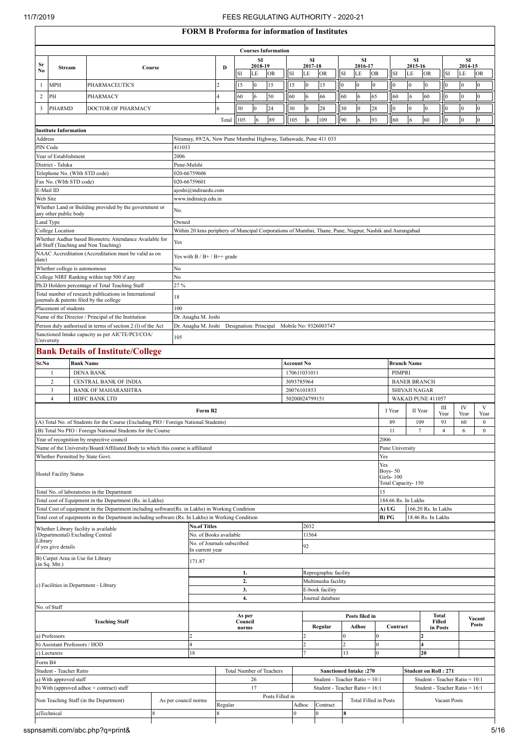## FORM B Proforma for information of Institutes

### Courses Information

| Sr No | Stream | Course | D | SI 2018-19 | | | SI 2017-18 | | | SI 2016-17 | | | SI 2015-16 | | | SI 2014-15 | | |
|---|---|---|---|---|---|---|---|---|---|---|---|---|---|---|---|---|---|---|
| | | | | SI | LE | OR | SI | LE | OR | SI | LE | OR | SI | LE | OR | SI | LE | OR |
| 1 | MPH | PHARMACEUTICS | 2 | 15 | 0 | 15 | 15 | 0 | 15 | 0 | 0 | 0 | 0 | 0 | 0 | 0 | 0 | 0 |
| 2 | PH | PHARMACY | 4 | 60 | 6 | 50 | 60 | 6 | 66 | 60 | 6 | 65 | 60 | 6 | 60 | 0 | 0 | 0 |
| 3 | PHARMD | DOCTOR OF PHARMACY | 6 | 30 | 0 | 24 | 30 | 0 | 28 | 30 | 0 | 28 | 0 | 0 | 0 | 0 | 0 | 0 |
| | | | Total | 105 | 6 | 89 | 105 | 6 | 109 | 90 | 6 | 93 | 60 | 6 | 60 | 0 | 0 | 0 |

### Institute Information

| | |
|---|---|
| Address | Niramay, 89/2A, New Pune Mumbai Highway, Tathawade, Pune 411 033 |
| PIN Code | 411033 |
| Year of Establishment | 2006 |
| District - Taluka | Pune-Mulshi |
| Telephone No. (WIth STD code) | 020-66759606 |
| Fax No. (WIth STD code) | 020-66759601 |
| E-Mail ID | ajoshi@indiraedu.com |
| Web Site | www.indiraicp.edu.in |
| Whether Land or Building provided by the government or any other public body | No. |
| Land Type | Owned |
| College Location | Within 20 kms periphery of Muncipal Corporations of Mumbai, Thane, Pune, Nagpur, Nashik and Aurangabad |
| Whether Aadhar based Biometric Attendance Available for all Staff (Teaching and Non Teaching) | Yes |
| NAAC Accreditation (Accreditation must be valid as on date) | Yes with B / B+ / B++ grade |
| Whether college is autonomous | No |
| College NIRF Ranking within top 500 if any | No |
| Ph.D Holders percentage of Total Teaching Staff | 27 % |
| Total number of research publications in International journals & patents filed by the college | 18 |
| Placement of students | 100 |
| Name of the Director / Principal of the Institution | Dr. Anagha M. Joshi |
| Person duly authorised in terms of section 2 (l) of the Act | Dr. Anagha M. Joshi Designation: Principal Mobile No: 9326003747 |
| Sanctioned Intake capacity as per AICTE/PCI/COA/ University | 105 |

## Bank Details of Institute/College

| Sr.No | Bank Name | Account No | Branch Name |
|---|---|---|---|
| 1 | DENA BANK | 170611031011 | PIMPRI |
| 2 | CENTRAL BANK OF INDIA | 3093785964 | BANER BRANCH |
| 3 | BANK OF MAHARASHTRA | 20076101853 | SHIVAJI NAGAR |
| 4 | HDFC BANK LTD | 50200024799151 | WAKAD PUNE 411057 |

### Form B2

| Form B2 | I Year | II Year | III Year | IV Year | V Year |
|---|---|---|---|---|---|
| (A) Total No. of Students for the Course (Excluding PIO / Foreign National Students) | 89 | 109 | 93 | 60 | 0 |
| (B) Total No PIO / Foreign National Students for the Course | 11 | 7 | 4 | 6 | 0 |

| | |
|---|---|
| Year of recognition by respective council | 2006 |
| Name of the University/Board/Affiliated Body to which this course is affiliated | Pune University |
| Whether Permitted by State Govt. | Yes |
| Hostel Facility Status | Yes Boys- 50 Girls- 100 Total Capacity- 150 |
| Total No. of laboratories in the Department | 15 |
| Total cost of Equipment in the Department (Rs. in Lakhs) | 184.66 Rs. In Lakhs |
| Total Cost of equipment in the Department including software(Rs. in Lakhs) in Working Condition | A) UG 166.20 Rs. In Lakhs |
| Total cost of equipments in the Department including software (Rs. In Lakhs) in Working Condition | B) PG 18.46 Rs. In Lakhs |

| | | |
|---|---|---|
| Whether Library facility is available (Departmental) Excluding Central Library if yes give details | No.of Titles | 2032 |
| | No. of Books available | 11564 |
| | No. of Journals subscribed In current year | 92 |
| B) Carpet Area in Use for Library (in Sq. Mtr.) | 171.87 | |
| c) Facilities in Department - Library | 1. | Reprographic facility |
| | 2. | Multimedia facility |
| | 3. | E-book facility |
| | 4. | Journal database |

No. of Staff

| Teaching Staff | As per Council norms | Posts filed in Regular | Adhoc | Contract | Total Filled in Posts | Vacant Posts |
|---|---|---|---|---|---|---|
| a) Professors | 2 | 2 | 0 | 0 | 2 | |
| b) Assistant Professors / HOD | 4 | 2 | 2 | 0 | 4 | |
| c) Lecturers | 18 | 7 | 13 | 0 | 20 | |

Form B4

| Student - Teacher Ratio | Total Number of Teachers | Sanctioned Intake :270 | Student on Roll : 271 |
|---|---|---|---|
| a) With approved staff | 26 | Student - Teacher Ratio = 10:1 | Student - Teacher Ratio = 10:1 |
| b) With (approved adhoc + contract) staff | 17 | Student - Teacher Ratio = 16:1 | Student - Teacher Ratio = 16:1 |

| Non Teaching Staff (in the Department) | As per council norms | Posts Filled in Regular | Adhoc | Contract | Total Filled in Posts | Vacant Posts |
|---|---|---|---|---|---|---|
| a)Technical | 8 | 8 | 0 | 0 | 8 | |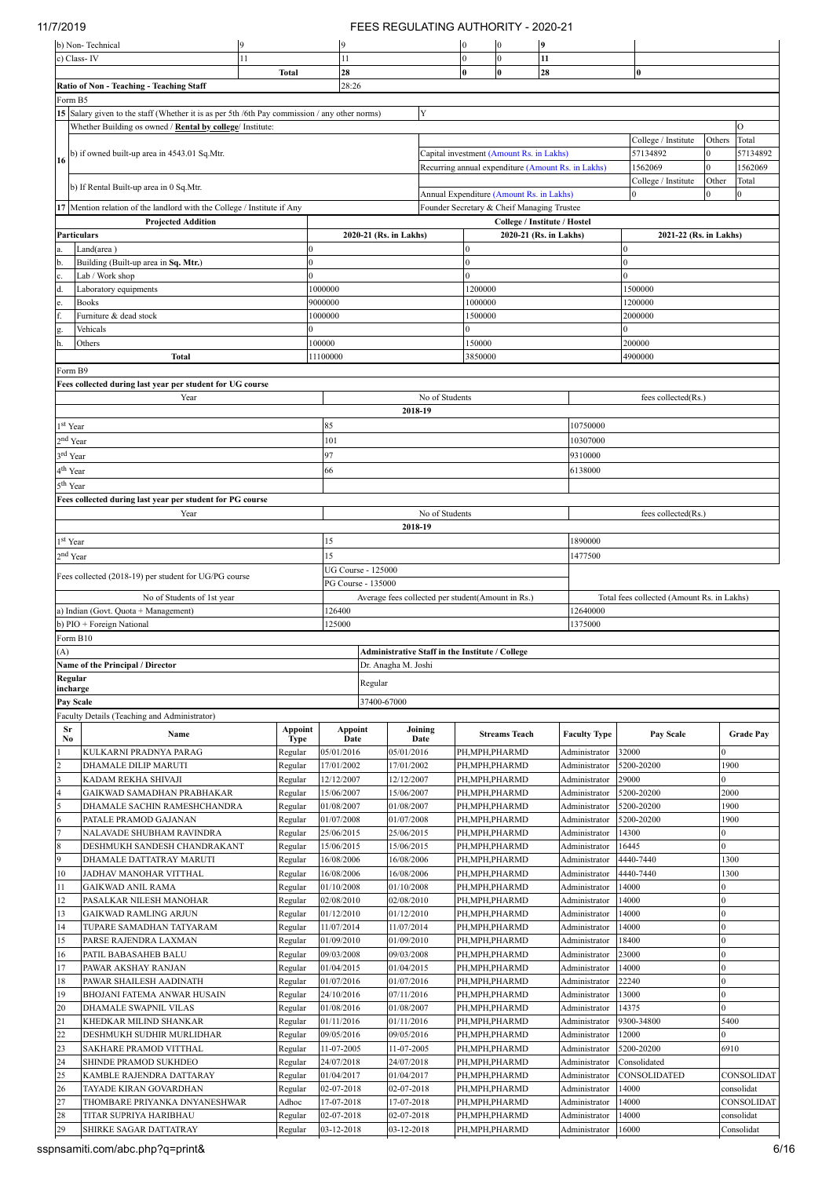| | | | | | | |
|---|---|---|---|---|---|---|
| b) Non- Technical | 9 | 9 | 0 | 0 | 9 | |
| c) Class- IV | 11 | 11 | 0 | 0 | 11 | |
| | Total | 28 | 0 | 0 | 28 | 0 |

| | |
|---|---|
| Ratio of Non - Teaching - Teaching Staff | 28:26 |

Form B5

| | | | | | | |
|---|---|---|---|---|---|---|
| 15 | Salary given to the staff (Whether it is as per 5th /6th Pay commission / any other norms) | Y | | | | |
| 16 | Whether Building os owned / **Rental by college**/ Institute: | | | | | O |
| | | | | College / Institute | Others | Total |
| | b) if owned built-up area in 4543.01 Sq.Mtr. | Capital investment (Amount Rs. in Lakhs) | | 57134892 | 0 | 57134892 |
| | | Recurring annual expenditure (Amount Rs. in Lakhs) | | 1562069 | 0 | 1562069 |
| | b) If Rental Built-up area in 0 Sq.Mtr. | | | College / Institute | Other | Total |
| | | Annual Expenditure (Amount Rs. in Lakhs) | | 0 | 0 | 0 |
| 17 | Mention relation of the landlord with the College / Institute if Any | Founder Secretary & Cheif Managing Trustee | | | | |

| Projected Addition | | College / Institute / Hostel | | |
|---|---|---|---|---|
| **Particulars** | | 2020-21 (Rs. in Lakhs) | 2020-21 (Rs. in Lakhs) | 2021-22 (Rs. in Lakhs) |
| a. | Land(area ) | 0 | 0 | 0 |
| b. | Building (Built-up area in **Sq. Mtr.**) | 0 | 0 | 0 |
| c. | Lab / Work shop | 0 | 0 | 0 |
| d. | Laboratory equipments | 1000000 | 1200000 | 1500000 |
| e. | Books | 9000000 | 1000000 | 1200000 |
| f. | Furniture & dead stock | 1000000 | 1500000 | 2000000 |
| g. | Vehicals | 0 | 0 | 0 |
| h. | Others | 100000 | 150000 | 200000 |
| | **Total** | 11100000 | 3850000 | 4900000 |

Form B9

**Fees collected during last year per student for UG course**

| Year | No of Students | fees collected(Rs.) |
|---|---|---|
| | 2018-19 | |
| 1st Year | 85 | 10750000 |
| 2nd Year | 101 | 10307000 |
| 3rd Year | 97 | 9310000 |
| 4th Year | 66 | 6138000 |
| 5th Year | | |

**Fees collected during last year per student for PG course**

| Year | No of Students | fees collected(Rs.) |
|---|---|---|
| | 2018-19 | |
| 1st Year | 15 | 1890000 |
| 2nd Year | 15 | 1477500 |

| | | |
|---|---|---|
| Fees collected (2018-19) per student for UG/PG course | UG Course - 125000<br>PG Course - 135000 | |
| No of Students of 1st year | Average fees collected per student(Amount in Rs.) | Total fees collected (Amount Rs. in Lakhs) |
| a) Indian (Govt. Quota + Management) | 126400 | 12640000 |
| b) PIO + Foreign National | 125000 | 1375000 |

Form B10

(A) **Administrative Staff in the Institute / College**

| | |
|---|---|
| **Name of the Principal / Director** | Dr. Anagha M. Joshi |
| **Regular incharge** | Regular |
| **Pay Scale** | 37400-67000 |

Faculty Details (Teaching and Administrator)

| Sr No | Name | Appoint Type | Appoint Date | Joining Date | Streams Teach | Faculty Type | Pay Scale | Grade Pay |
|---|---|---|---|---|---|---|---|---|
| 1 | KULKARNI PRADNYA PARAG | Regular | 05/01/2016 | 05/01/2016 | PH,MPH,PHARMD | Administrator | 32000 | 0 |
| 2 | DHAMALE DILIP MARUTI | Regular | 17/01/2002 | 17/01/2002 | PH,MPH,PHARMD | Administrator | 5200-20200 | 1900 |
| 3 | KADAM REKHA SHIVAJI | Regular | 12/12/2007 | 12/12/2007 | PH,MPH,PHARMD | Administrator | 29000 | 0 |
| 4 | GAIKWAD SAMADHAN PRABHAKAR | Regular | 15/06/2007 | 15/06/2007 | PH,MPH,PHARMD | Administrator | 5200-20200 | 2000 |
| 5 | DHAMALE SACHIN RAMESHCHANDRA | Regular | 01/08/2007 | 01/08/2007 | PH,MPH,PHARMD | Administrator | 5200-20200 | 1900 |
| 6 | PATALE PRAMOD GAJANAN | Regular | 01/07/2008 | 01/07/2008 | PH,MPH,PHARMD | Administrator | 5200-20200 | 1900 |
| 7 | NALAVADE SHUBHAM RAVINDRA | Regular | 25/06/2015 | 25/06/2015 | PH,MPH,PHARMD | Administrator | 14300 | 0 |
| 8 | DESHMUKH SANDESH CHANDRAKANT | Regular | 15/06/2015 | 15/06/2015 | PH,MPH,PHARMD | Administrator | 16445 | 0 |
| 9 | DHAMALE DATTATRAY MARUTI | Regular | 16/08/2006 | 16/08/2006 | PH,MPH,PHARMD | Administrator | 4440-7440 | 1300 |
| 10 | JADHAV MANOHAR VITTHAL | Regular | 16/08/2006 | 16/08/2006 | PH,MPH,PHARMD | Administrator | 4440-7440 | 1300 |
| 11 | GAIKWAD ANIL RAMA | Regular | 01/10/2008 | 01/10/2008 | PH,MPH,PHARMD | Administrator | 14000 | 0 |
| 12 | PASALKAR NILESH MANOHAR | Regular | 02/08/2010 | 02/08/2010 | PH,MPH,PHARMD | Administrator | 14000 | 0 |
| 13 | GAIKWAD RAMLING ARJUN | Regular | 01/12/2010 | 01/12/2010 | PH,MPH,PHARMD | Administrator | 14000 | 0 |
| 14 | TUPARE SAMADHAN TATYARAM | Regular | 11/07/2014 | 11/07/2014 | PH,MPH,PHARMD | Administrator | 14000 | 0 |
| 15 | PARSE RAJENDRA LAXMAN | Regular | 01/09/2010 | 01/09/2010 | PH,MPH,PHARMD | Administrator | 18400 | 0 |
| 16 | PATIL BABASAHEB BALU | Regular | 09/03/2008 | 09/03/2008 | PH,MPH,PHARMD | Administrator | 23000 | 0 |
| 17 | PAWAR AKSHAY RANJAN | Regular | 01/04/2015 | 01/04/2015 | PH,MPH,PHARMD | Administrator | 14000 | 0 |
| 18 | PAWAR SHAILESH AADINATH | Regular | 01/07/2016 | 01/07/2016 | PH,MPH,PHARMD | Administrator | 22240 | 0 |
| 19 | BHOJANI FATEMA ANWAR HUSAIN | Regular | 24/10/2016 | 07/11/2016 | PH,MPH,PHARMD | Administrator | 13000 | 0 |
| 20 | DHAMALE SWAPNIL VILAS | Regular | 01/08/2016 | 01/08/2007 | PH,MPH,PHARMD | Administrator | 14375 | 0 |
| 21 | KHEDKAR MILIND SHANKAR | Regular | 01/11/2016 | 01/11/2016 | PH,MPH,PHARMD | Administrator | 9300-34800 | 5400 |
| 22 | DESHMUKH SUDHIR MURLIDHAR | Regular | 09/05/2016 | 09/05/2016 | PH,MPH,PHARMD | Administrator | 12000 | 0 |
| 23 | SAKHARE PRAMOD VITTHAL | Regular | 11-07-2005 | 11-07-2005 | PH,MPH,PHARMD | Administrator | 5200-20200 | 6910 |
| 24 | SHINDE PRAMOD SUKHDEO | Regular | 24/07/2018 | 24/07/2018 | PH,MPH,PHARMD | Administrator | Consolidated | |
| 25 | KAMBLE RAJENDRA DATTARAY | Regular | 01/04/2017 | 01/04/2017 | PH,MPH,PHARMD | Administrator | CONSOLIDATED | CONSOLIDAT |
| 26 | TAYADE KIRAN GOVARDHAN | Regular | 02-07-2018 | 02-07-2018 | PH,MPH,PHARMD | Administrator | 14000 | consolidat |
| 27 | THOMBARE PRIYANKA DNYANESHWAR | Adhoc | 17-07-2018 | 17-07-2018 | PH,MPH,PHARMD | Administrator | 14000 | CONSOLIDAT |
| 28 | TITAR SUPRIYA HARIBHAU | Regular | 02-07-2018 | 02-07-2018 | PH,MPH,PHARMD | Administrator | 14000 | consolidat |
| 29 | SHIRKE SAGAR DATTATRAY | Regular | 03-12-2018 | 03-12-2018 | PH,MPH,PHARMD | Administrator | 16000 | Consolidat |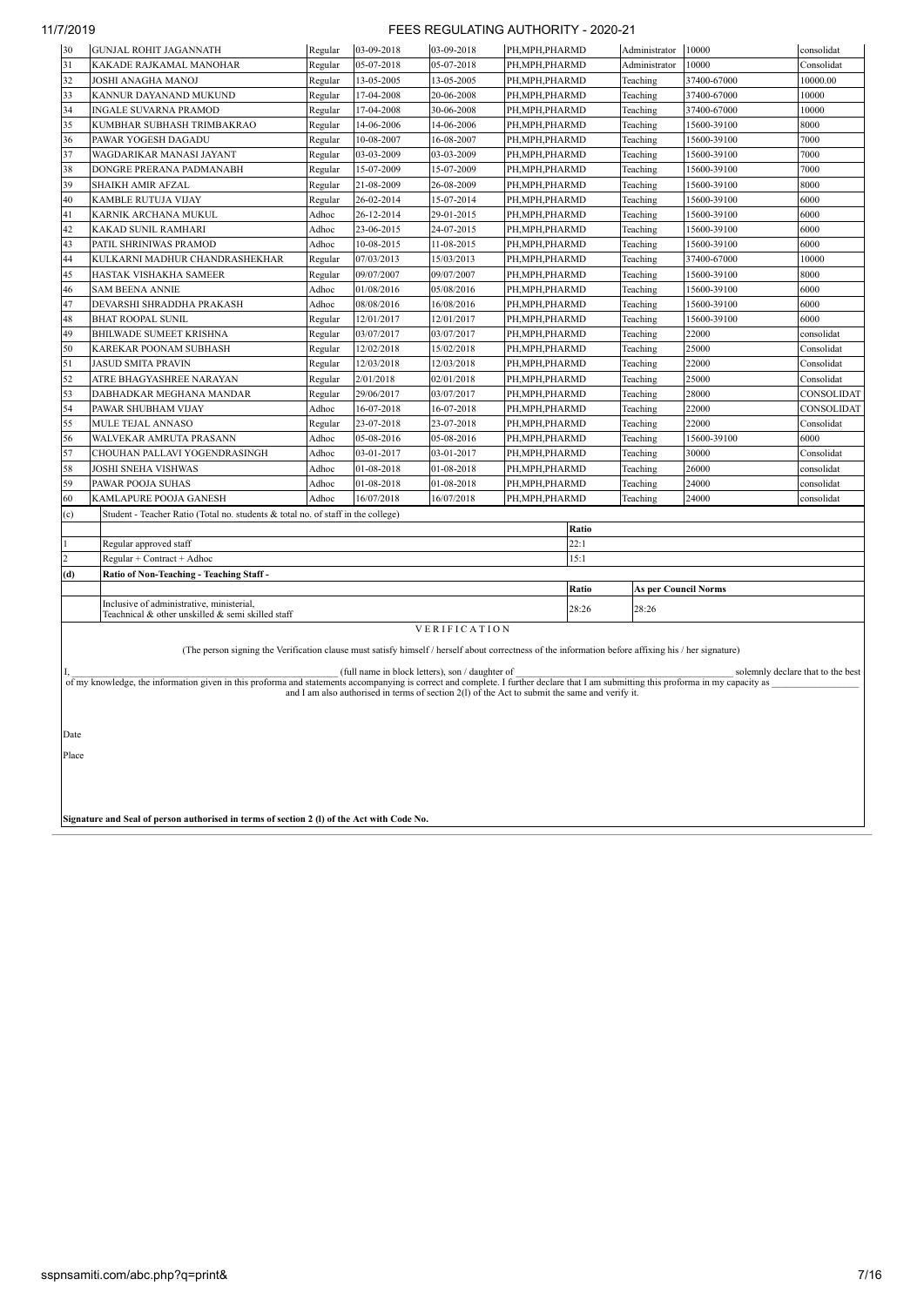| | | | | | | | | |
|---|---|---|---|---|---|---|---|---|
| 30 | GUNJAL ROHIT JAGANNATH | Regular | 03-09-2018 | 03-09-2018 | PH,MPH,PHARMD | Administrator | 10000 | consolidat |
| 31 | KAKADE RAJKAMAL MANOHAR | Regular | 05-07-2018 | 05-07-2018 | PH,MPH,PHARMD | Administrator | 10000 | Consolidat |
| 32 | JOSHI ANAGHA MANOJ | Regular | 13-05-2005 | 13-05-2005 | PH,MPH,PHARMD | Teaching | 37400-67000 | 10000.00 |
| 33 | KANNUR DAYANAND MUKUND | Regular | 17-04-2008 | 20-06-2008 | PH,MPH,PHARMD | Teaching | 37400-67000 | 10000 |
| 34 | INGALE SUVARNA PRAMOD | Regular | 17-04-2008 | 30-06-2008 | PH,MPH,PHARMD | Teaching | 37400-67000 | 10000 |
| 35 | KUMBHAR SUBHASH TRIMBAKRAO | Regular | 14-06-2006 | 14-06-2006 | PH,MPH,PHARMD | Teaching | 15600-39100 | 8000 |
| 36 | PAWAR YOGESH DAGADU | Regular | 10-08-2007 | 16-08-2007 | PH,MPH,PHARMD | Teaching | 15600-39100 | 7000 |
| 37 | WAGDARIKAR MANASI JAYANT | Regular | 03-03-2009 | 03-03-2009 | PH,MPH,PHARMD | Teaching | 15600-39100 | 7000 |
| 38 | DONGRE PRERANA PADMANABH | Regular | 15-07-2009 | 15-07-2009 | PH,MPH,PHARMD | Teaching | 15600-39100 | 7000 |
| 39 | SHAIKH AMIR AFZAL | Regular | 21-08-2009 | 26-08-2009 | PH,MPH,PHARMD | Teaching | 15600-39100 | 8000 |
| 40 | KAMBLE RUTUJA VIJAY | Regular | 26-02-2014 | 15-07-2014 | PH,MPH,PHARMD | Teaching | 15600-39100 | 6000 |
| 41 | KARNIK ARCHANA MUKUL | Adhoc | 26-12-2014 | 29-01-2015 | PH,MPH,PHARMD | Teaching | 15600-39100 | 6000 |
| 42 | KAKAD SUNIL RAMHARI | Adhoc | 23-06-2015 | 24-07-2015 | PH,MPH,PHARMD | Teaching | 15600-39100 | 6000 |
| 43 | PATIL SHRINIWAS PRAMOD | Adhoc | 10-08-2015 | 11-08-2015 | PH,MPH,PHARMD | Teaching | 15600-39100 | 6000 |
| 44 | KULKARNI MADHUR CHANDRASHEKHAR | Regular | 07/03/2013 | 15/03/2013 | PH,MPH,PHARMD | Teaching | 37400-67000 | 10000 |
| 45 | HASTAK VISHAKHA SAMEER | Regular | 09/07/2007 | 09/07/2007 | PH,MPH,PHARMD | Teaching | 15600-39100 | 8000 |
| 46 | SAM BEENA ANNIE | Adhoc | 01/08/2016 | 05/08/2016 | PH,MPH,PHARMD | Teaching | 15600-39100 | 6000 |
| 47 | DEVARSHI SHRADDHA PRAKASH | Adhoc | 08/08/2016 | 16/08/2016 | PH,MPH,PHARMD | Teaching | 15600-39100 | 6000 |
| 48 | BHAT ROOPAL SUNIL | Regular | 12/01/2017 | 12/01/2017 | PH,MPH,PHARMD | Teaching | 15600-39100 | 6000 |
| 49 | BHILWADE SUMEET KRISHNA | Regular | 03/07/2017 | 03/07/2017 | PH,MPH,PHARMD | Teaching | 22000 | consolidat |
| 50 | KAREKAR POONAM SUBHASH | Regular | 12/02/2018 | 15/02/2018 | PH,MPH,PHARMD | Teaching | 25000 | Consolidat |
| 51 | JASUD SMITA PRAVIN | Regular | 12/03/2018 | 12/03/2018 | PH,MPH,PHARMD | Teaching | 22000 | Consolidat |
| 52 | ATRE BHAGYASHREE NARAYAN | Regular | 2/01/2018 | 02/01/2018 | PH,MPH,PHARMD | Teaching | 25000 | Consolidat |
| 53 | DABHADKAR MEGHANA MANDAR | Regular | 29/06/2017 | 03/07/2017 | PH,MPH,PHARMD | Teaching | 28000 | CONSOLIDAT |
| 54 | PAWAR SHUBHAM VIJAY | Adhoc | 16-07-2018 | 16-07-2018 | PH,MPH,PHARMD | Teaching | 22000 | CONSOLIDAT |
| 55 | MULE TEJAL ANNASO | Regular | 23-07-2018 | 23-07-2018 | PH,MPH,PHARMD | Teaching | 22000 | Consolidat |
| 56 | WALVEKAR AMRUTA PRASANN | Adhoc | 05-08-2016 | 05-08-2016 | PH,MPH,PHARMD | Teaching | 15600-39100 | 6000 |
| 57 | CHOUHAN PALLAVI YOGENDRASINGH | Adhoc | 03-01-2017 | 03-01-2017 | PH,MPH,PHARMD | Teaching | 30000 | Consolidat |
| 58 | JOSHI SNEHA VISHWAS | Adhoc | 01-08-2018 | 01-08-2018 | PH,MPH,PHARMD | Teaching | 26000 | consolidat |
| 59 | PAWAR POOJA SUHAS | Adhoc | 01-08-2018 | 01-08-2018 | PH,MPH,PHARMD | Teaching | 24000 | consolidat |
| 60 | KAMLAPURE POOJA GANESH | Adhoc | 16/07/2018 | 16/07/2018 | PH,MPH,PHARMD | Teaching | 24000 | consolidat |

| (c) | Student - Teacher Ratio (Total no. students & total no. of staff in the college) | |
|---|---|---|
| | | Ratio |
| 1 | Regular approved staff | 22:1 |
| 2 | Regular + Contract + Adhoc | 15:1 |

| (d) | Ratio of Non-Teaching - Teaching Staff - | | |
|---|---|---|---|
| | | Ratio | As per Council Norms |
| | Inclusive of administrative, ministerial, Teachnical & other unskilled & semi skilled staff | 28:26 | 28:26 |

## VERIFICATION

(The person signing the Verification clause must satisfy himself / herself about correctness of the information before affixing his / her signature)

I, ______________________ (full name in block letters), son / daughter of ______________________ solemnly declare that to the best of my knowledge, the information given in this proforma and statements accompanying is correct and complete. I further declare that I am submitting this proforma in my capacity as ______________ and I am also authorised in terms of section 2(l) of the Act to submit the same and verify it.

Date

Place

**Signature and Seal of person authorised in terms of section 2 (l) of the Act with Code No.**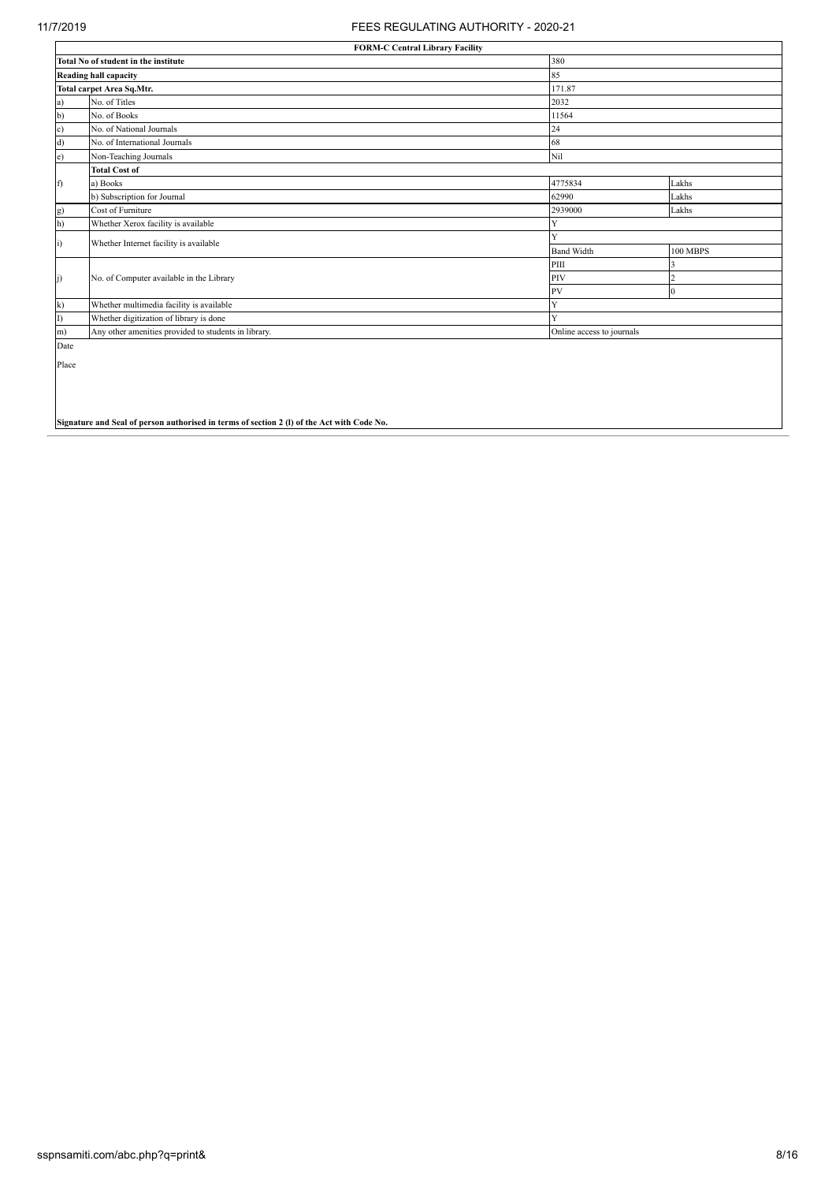| FORM-C Central Library Facility | | | |
|---|---|---|---|
| **Total No of student in the institute** | | 380 | |
| **Reading hall capacity** | | 85 | |
| **Total carpet Area Sq.Mtr.** | | 171.87 | |
| a) | No. of Titles | 2032 | |
| b) | No. of Books | 11564 | |
| c) | No. of National Journals | 24 | |
| d) | No. of International Journals | 68 | |
| e) | Non-Teaching Journals | Nil | |
| | **Total Cost of** | | |
| f) | a) Books | 4775834 | Lakhs |
| | b) Subscription for Journal | 62990 | Lakhs |
| g) | Cost of Furniture | 2939000 | Lakhs |
| h) | Whether Xerox facility is available | Y | |
| i) | Whether Internet facility is available | Y | |
| | | Band Width | 100 MBPS |
| j) | No. of Computer available in the Library | PIII | 3 |
| | | PIV | 2 |
| | | PV | 0 |
| k) | Whether multimedia facility is available | Y | |
| l) | Whether digitization of library is done | Y | |
| m) | Any other amenities provided to students in library. | Online access to journals | |

Date

Place

**Signature and Seal of person authorised in terms of section 2 (l) of the Act with Code No.**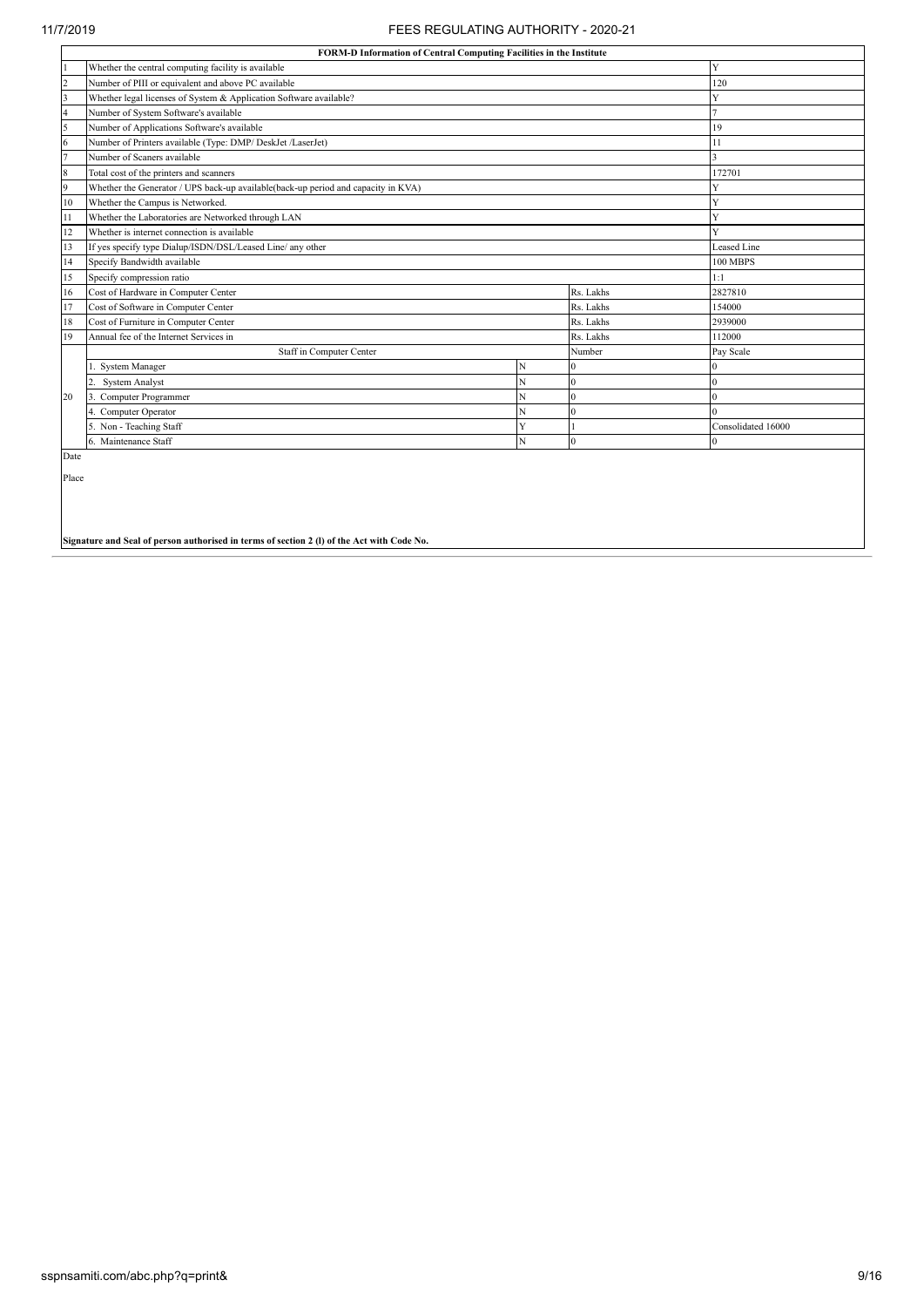| FORM-D Information of Central Computing Facilities in the Institute | | | | |
|---|---|---|---|---|
| 1 | Whether the central computing facility is available | | | Y |
| 2 | Number of PIII or equivalent and above PC available | | | 120 |
| 3 | Whether legal licenses of System & Application Software available? | | | Y |
| 4 | Number of System Software's available | | | 7 |
| 5 | Number of Applications Software's available | | | 19 |
| 6 | Number of Printers available (Type: DMP/ DeskJet /LaserJet) | | | 11 |
| 7 | Number of Scaners available | | | 3 |
| 8 | Total cost of the printers and scanners | | | 172701 |
| 9 | Whether the Generator / UPS back-up available(back-up period and capacity in KVA) | | | Y |
| 10 | Whether the Campus is Networked. | | | Y |
| 11 | Whether the Laboratories are Networked through LAN | | | Y |
| 12 | Whether is internet connection is available | | | Y |
| 13 | If yes specify type Dialup/ISDN/DSL/Leased Line/ any other | | | Leased Line |
| 14 | Specify Bandwidth available | | | 100 MBPS |
| 15 | Specify compression ratio | | | 1:1 |
| 16 | Cost of Hardware in Computer Center | | Rs. Lakhs | 2827810 |
| 17 | Cost of Software in Computer Center | | Rs. Lakhs | 154000 |
| 18 | Cost of Furniture in Computer Center | | Rs. Lakhs | 2939000 |
| 19 | Annual fee of the Internet Services in | | Rs. Lakhs | 112000 |
| 20 | Staff in Computer Center | | Number | Pay Scale |
| | 1. System Manager | N | 0 | 0 |
| | 2. System Analyst | N | 0 | 0 |
| | 3. Computer Programmer | N | 0 | 0 |
| | 4. Computer Operator | N | 0 | 0 |
| | 5. Non - Teaching Staff | Y | 1 | Consolidated 16000 |
| | 6. Maintenance Staff | N | 0 | 0 |

Date

Place

**Signature and Seal of person authorised in terms of section 2 (l) of the Act with Code No.**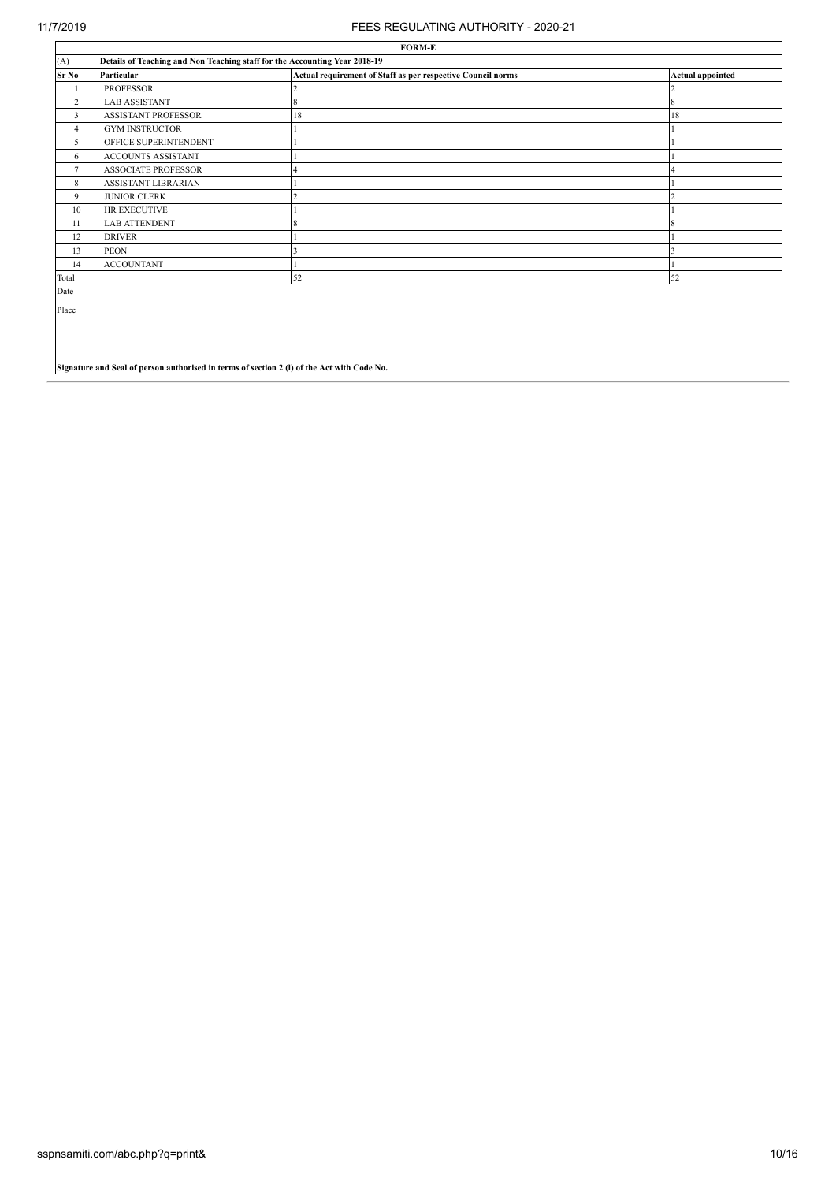**FORM-E**

| (A) | Details of Teaching and Non Teaching staff for the Accounting Year 2018-19 | | |
|---|---|---|---|
| **Sr No** | **Particular** | **Actual requirement of Staff as per respective Council norms** | **Actual appointed** |
| 1 | PROFESSOR | 2 | 2 |
| 2 | LAB ASSISTANT | 8 | 8 |
| 3 | ASSISTANT PROFESSOR | 18 | 18 |
| 4 | GYM INSTRUCTOR | 1 | 1 |
| 5 | OFFICE SUPERINTENDENT | 1 | 1 |
| 6 | ACCOUNTS ASSISTANT | 1 | 1 |
| 7 | ASSOCIATE PROFESSOR | 4 | 4 |
| 8 | ASSISTANT LIBRARIAN | 1 | 1 |
| 9 | JUNIOR CLERK | 2 | 2 |
| 10 | HR EXECUTIVE | 1 | 1 |
| 11 | LAB ATTENDENT | 8 | 8 |
| 12 | DRIVER | 1 | 1 |
| 13 | PEON | 3 | 3 |
| 14 | ACCOUNTANT | 1 | 1 |
| Total | | 52 | 52 |

Date

Place

**Signature and Seal of person authorised in terms of section 2 (l) of the Act with Code No.**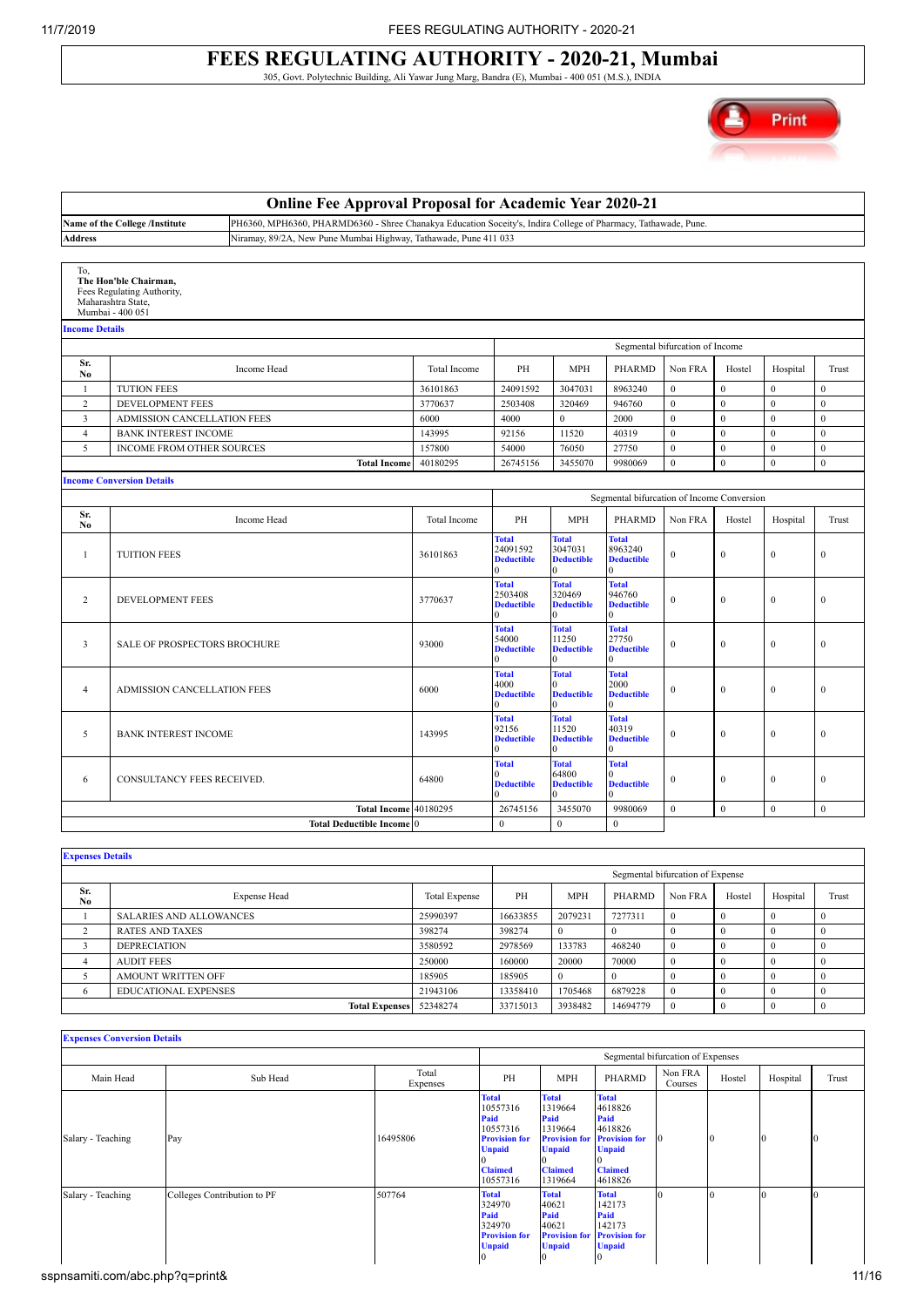# FEES REGULATING AUTHORITY - 2020-21, Mumbai

305, Govt. Polytechnic Building, Ali Yawar Jung Marg, Bandra (E), Mumbai - 400 051 (M.S.), INDIA

## Online Fee Approval Proposal for Academic Year 2020-21

| | |
|---|---|
| **Name of the College /Institute** | PH6360, MPH6360, PHARMD6360 - Shree Chanakya Education Soceity's, Indira College of Pharmacy, Tathawade, Pune. |
| **Address** | Niramay, 89/2A, New Pune Mumbai Highway, Tathawade, Pune 411 033 |

To,
**The Hon'ble Chairman,**
Fees Regulating Authority,
Maharashtra State,
Mumbai - 400 051

**Income Details**

| | | | Segmental bifurcation of Income | | | | | | |
|---|---|---|---|---|---|---|---|---|---|
| **Sr. No** | Income Head | Total Income | PH | MPH | PHARMD | Non FRA | Hostel | Hospital | Trust |
| 1 | TUTION FEES | 36101863 | 24091592 | 3047031 | 8963240 | 0 | 0 | 0 | 0 |
| 2 | DEVELOPMENT FEES | 3770637 | 2503408 | 320469 | 946760 | 0 | 0 | 0 | 0 |
| 3 | ADMISSION CANCELLATION FEES | 6000 | 4000 | 0 | 2000 | 0 | 0 | 0 | 0 |
| 4 | BANK INTEREST INCOME | 143995 | 92156 | 11520 | 40319 | 0 | 0 | 0 | 0 |
| 5 | INCOME FROM OTHER SOURCES | 157800 | 54000 | 76050 | 27750 | 0 | 0 | 0 | 0 |
| | **Total Income** | 40180295 | 26745156 | 3455070 | 9980069 | 0 | 0 | 0 | 0 |

**Income Conversion Details**

| | | | Segmental bifurcation of Income Conversion | | | | | | |
|---|---|---|---|---|---|---|---|---|---|
| **Sr. No** | Income Head | Total Income | PH | MPH | PHARMD | Non FRA | Hostel | Hospital | Trust |
| 1 | TUITION FEES | 36101863 | **Total** 24091592 **Deductible** 0 | **Total** 3047031 **Deductible** 0 | **Total** 8963240 **Deductible** 0 | 0 | 0 | 0 | 0 |
| 2 | DEVELOPMENT FEES | 3770637 | **Total** 2503408 **Deductible** 0 | **Total** 320469 **Deductible** 0 | **Total** 946760 **Deductible** 0 | 0 | 0 | 0 | 0 |
| 3 | SALE OF PROSPECTORS BROCHURE | 93000 | **Total** 54000 **Deductible** 0 | **Total** 11250 **Deductible** 0 | **Total** 27750 **Deductible** 0 | 0 | 0 | 0 | 0 |
| 4 | ADMISSION CANCELLATION FEES | 6000 | **Total** 4000 **Deductible** 0 | **Total** 0 **Deductible** 0 | **Total** 2000 **Deductible** 0 | 0 | 0 | 0 | 0 |
| 5 | BANK INTEREST INCOME | 143995 | **Total** 92156 **Deductible** 0 | **Total** 11520 **Deductible** 0 | **Total** 40319 **Deductible** 0 | 0 | 0 | 0 | 0 |
| 6 | CONSULTANCY FEES RECEIVED. | 64800 | **Total** 0 **Deductible** 0 | **Total** 64800 **Deductible** 0 | **Total** 0 **Deductible** 0 | 0 | 0 | 0 | 0 |
| | **Total Income** | 40180295 | 26745156 | 3455070 | 9980069 | 0 | 0 | 0 | 0 |
| | **Total Deductible Income** | 0 | 0 | 0 | 0 | | | | |

**Expenses Details**

| | | | Segmental bifurcation of Expense | | | | | | |
|---|---|---|---|---|---|---|---|---|---|
| **Sr. No** | Expense Head | Total Expense | PH | MPH | PHARMD | Non FRA | Hostel | Hospital | Trust |
| 1 | SALARIES AND ALLOWANCES | 25990397 | 16633855 | 2079231 | 7277311 | 0 | 0 | 0 | 0 |
| 2 | RATES AND TAXES | 398274 | 398274 | 0 | 0 | 0 | 0 | 0 | 0 |
| 3 | DEPRECIATION | 3580592 | 2978569 | 133783 | 468240 | 0 | 0 | 0 | 0 |
| 4 | AUDIT FEES | 250000 | 160000 | 20000 | 70000 | 0 | 0 | 0 | 0 |
| 5 | AMOUNT WRITTEN OFF | 185905 | 185905 | 0 | 0 | 0 | 0 | 0 | 0 |
| 6 | EDUCATIONAL EXPENSES | 21943106 | 13358410 | 1705468 | 6879228 | 0 | 0 | 0 | 0 |
| | **Total Expenses** | 52348274 | 33715013 | 3938482 | 14694779 | 0 | 0 | 0 | 0 |

**Expenses Conversion Details**

| | | | Segmental bifurcation of Expenses | | | | | | |
|---|---|---|---|---|---|---|---|---|---|
| Main Head | Sub Head | Total Expenses | PH | MPH | PHARMD | Non FRA Courses | Hostel | Hospital | Trust |
| Salary - Teaching | Pay | 16495806 | **Total** 10557316 **Paid** 10557316 **Provision for Unpaid** 0 **Claimed** 10557316 | **Total** 1319664 **Paid** 1319664 **Provision for Unpaid** 0 **Claimed** 1319664 | **Total** 4618826 **Paid** 4618826 **Provision for Unpaid** 0 **Claimed** 4618826 | 0 | 0 | 0 | 0 |
| Salary - Teaching | Colleges Contribution to PF | 507764 | **Total** 324970 **Paid** 324970 **Provision for Unpaid** 0 | **Total** 40621 **Paid** 40621 **Provision for Unpaid** 0 | **Total** 142173 **Paid** 142173 **Provision for Unpaid** 0 | 0 | 0 | 0 | 0 |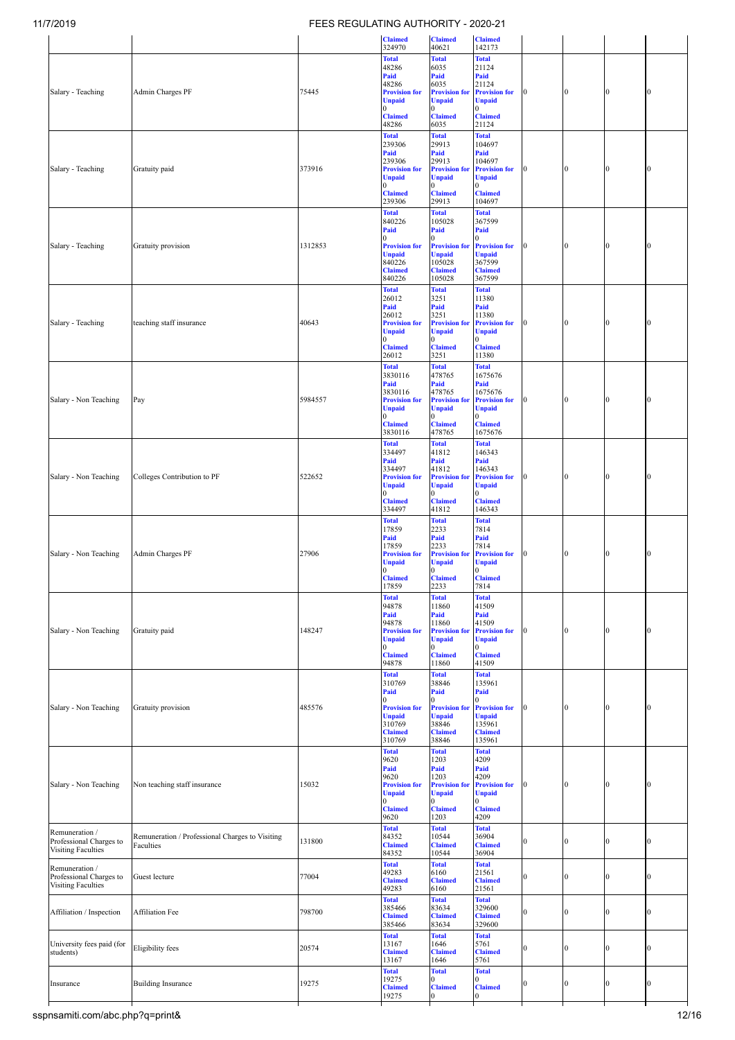| | | | | | | | | | |
|---|---|---|---|---|---|---|---|---|---|
| | | | Claimed 324970 | Claimed 40621 | Claimed 142173 | | | | |
| Salary - Teaching | Admin Charges PF | 75445 | Total 48286 Paid 48286 Provision for Unpaid 0 Claimed 48286 | Total 6035 Paid 6035 Provision for Unpaid 0 Claimed 6035 | Total 21124 Paid 21124 Provision for Unpaid 0 Claimed 21124 | 0 | 0 | 0 | 0 |
| Salary - Teaching | Gratuity paid | 373916 | Total 239306 Paid 239306 Provision for Unpaid 0 Claimed 239306 | Total 29913 Paid 29913 Provision for Unpaid 0 Claimed 29913 | Total 104697 Paid 104697 Provision for Unpaid 0 Claimed 104697 | 0 | 0 | 0 | 0 |
| Salary - Teaching | Gratuity provision | 1312853 | Total 840226 Paid 0 Provision for Unpaid 840226 Claimed 840226 | Total 105028 Paid 0 Provision for Unpaid 105028 Claimed 105028 | Total 367599 Paid 0 Provision for Unpaid 367599 Claimed 367599 | 0 | 0 | 0 | 0 |
| Salary - Teaching | teaching staff insurance | 40643 | Total 26012 Paid 26012 Provision for Unpaid 0 Claimed 26012 | Total 3251 Paid 3251 Provision for Unpaid 0 Claimed 3251 | Total 11380 Paid 11380 Provision for Unpaid 0 Claimed 11380 | 0 | 0 | 0 | 0 |
| Salary - Non Teaching | Pay | 5984557 | Total 3830116 Paid 3830116 Provision for Unpaid 0 Claimed 3830116 | Total 478765 Paid 478765 Provision for Unpaid 0 Claimed 478765 | Total 1675676 Paid 1675676 Provision for Unpaid 0 Claimed 1675676 | 0 | 0 | 0 | 0 |
| Salary - Non Teaching | Colleges Contribution to PF | 522652 | Total 334497 Paid 334497 Provision for Unpaid 0 Claimed 334497 | Total 41812 Paid 41812 Provision for Unpaid 0 Claimed 41812 | Total 146343 Paid 146343 Provision for Unpaid 0 Claimed 146343 | 0 | 0 | 0 | 0 |
| Salary - Non Teaching | Admin Charges PF | 27906 | Total 17859 Paid 17859 Provision for Unpaid 0 Claimed 17859 | Total 2233 Paid 2233 Provision for Unpaid 0 Claimed 2233 | Total 7814 Paid 7814 Provision for Unpaid 0 Claimed 7814 | 0 | 0 | 0 | 0 |
| Salary - Non Teaching | Gratuity paid | 148247 | Total 94878 Paid 94878 Provision for Unpaid 0 Claimed 94878 | Total 11860 Paid 11860 Provision for Unpaid 0 Claimed 11860 | Total 41509 Paid 41509 Provision for Unpaid 0 Claimed 41509 | 0 | 0 | 0 | 0 |
| Salary - Non Teaching | Gratuity provision | 485576 | Total 310769 Paid 0 Provision for Unpaid 310769 Claimed 310769 | Total 38846 Paid 0 Provision for Unpaid 38846 Claimed 38846 | Total 135961 Paid 0 Provision for Unpaid 135961 Claimed 135961 | 0 | 0 | 0 | 0 |
| Salary - Non Teaching | Non teaching staff insurance | 15032 | Total 9620 Paid 9620 Provision for Unpaid 0 Claimed 9620 | Total 1203 Paid 1203 Provision for Unpaid 0 Claimed 1203 | Total 4209 Paid 4209 Provision for Unpaid 0 Claimed 4209 | 0 | 0 | 0 | 0 |
| Remuneration / Professional Charges to Visiting Faculties | Remuneration / Professional Charges to Visiting Faculties | 131800 | Total 84352 Claimed 84352 | Total 10544 Claimed 10544 | Total 36904 Claimed 36904 | 0 | 0 | 0 | 0 |
| Remuneration / Professional Charges to Visiting Faculties | Guest lecture | 77004 | Total 49283 Claimed 49283 | Total 6160 Claimed 6160 | Total 21561 Claimed 21561 | 0 | 0 | 0 | 0 |
| Affiliation / Inspection | Affiliation Fee | 798700 | Total 385466 Claimed 385466 | Total 83634 Claimed 83634 | Total 329600 Claimed 329600 | 0 | 0 | 0 | 0 |
| University fees paid (for students) | Eligibility fees | 20574 | Total 13167 Claimed 13167 | Total 1646 Claimed 1646 | Total 5761 Claimed 5761 | 0 | 0 | 0 | 0 |
| Insurance | Building Insurance | 19275 | Total 19275 Claimed 19275 | Total 0 Claimed 0 | Total 0 Claimed 0 | 0 | 0 | 0 | 0 |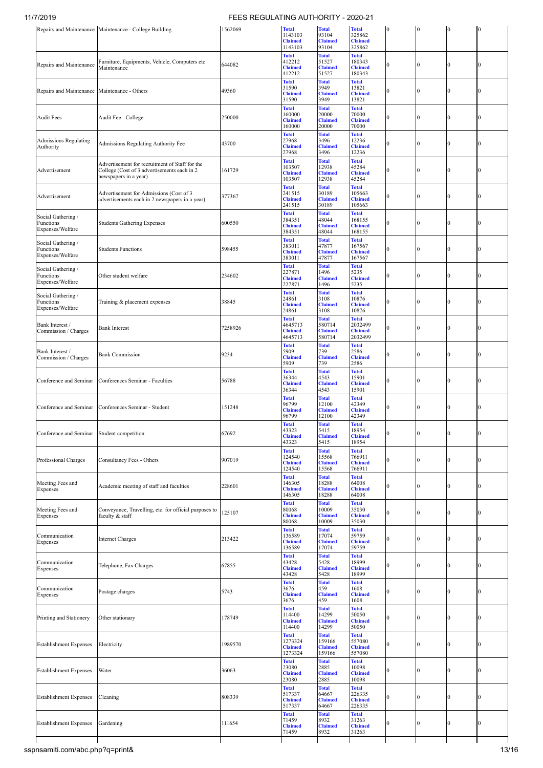| | | | | | | | | | |
|---|---|---|---|---|---|---|---|---|---|
| Repairs and Maintenance | Maintenance - College Building | 1562069 | **Total** 1143103 **Claimed** 1143103 | **Total** 93104 **Claimed** 93104 | **Total** 325862 **Claimed** 325862 | 0 | 0 | 0 | 0 |
| Repairs and Maintenance | Furniture, Equipments, Vehicle, Computers etc Maintenance | 644082 | **Total** 412212 **Claimed** 412212 | **Total** 51527 **Claimed** 51527 | **Total** 180343 **Claimed** 180343 | 0 | 0 | 0 | 0 |
| Repairs and Maintenance | Maintenance - Others | 49360 | **Total** 31590 **Claimed** 31590 | **Total** 3949 **Claimed** 3949 | **Total** 13821 **Claimed** 13821 | 0 | 0 | 0 | 0 |
| Audit Fees | Audit Fee - College | 250000 | **Total** 160000 **Claimed** 160000 | **Total** 20000 **Claimed** 20000 | **Total** 70000 **Claimed** 70000 | 0 | 0 | 0 | 0 |
| Admissions Regulating Authority | Admissions Regulating Authority Fee | 43700 | **Total** 27968 **Claimed** 27968 | **Total** 3496 **Claimed** 3496 | **Total** 12236 **Claimed** 12236 | 0 | 0 | 0 | 0 |
| Advertisement | Advertisement for recruitment of Staff for the College (Cost of 3 advertisements each in 2 newspapers in a year) | 161729 | **Total** 103507 **Claimed** 103507 | **Total** 12938 **Claimed** 12938 | **Total** 45284 **Claimed** 45284 | 0 | 0 | 0 | 0 |
| Advertisement | Advertisement for Admissions (Cost of 3 advertisements each in 2 newspapers in a year) | 377367 | **Total** 241515 **Claimed** 241515 | **Total** 30189 **Claimed** 30189 | **Total** 105663 **Claimed** 105663 | 0 | 0 | 0 | 0 |
| Social Gathering / Functions Expenses/Welfare | Students Gathering Expenses | 600550 | **Total** 384351 **Claimed** 384351 | **Total** 48044 **Claimed** 48044 | **Total** 168155 **Claimed** 168155 | 0 | 0 | 0 | 0 |
| Social Gathering / Functions Expenses/Welfare | Students Functions | 598455 | **Total** 383011 **Claimed** 383011 | **Total** 47877 **Claimed** 47877 | **Total** 167567 **Claimed** 167567 | 0 | 0 | 0 | 0 |
| Social Gathering / Functions Expenses/Welfare | Other student welfare | 234602 | **Total** 227871 **Claimed** 227871 | **Total** 1496 **Claimed** 1496 | **Total** 5235 **Claimed** 5235 | 0 | 0 | 0 | 0 |
| Social Gathering / Functions Expenses/Welfare | Training & placement expenses | 38845 | **Total** 24861 **Claimed** 24861 | **Total** 3108 **Claimed** 3108 | **Total** 10876 **Claimed** 10876 | 0 | 0 | 0 | 0 |
| Bank Interest / Commission / Charges | Bank Interest | 7258926 | **Total** 4645713 **Claimed** 4645713 | **Total** 580714 **Claimed** 580714 | **Total** 2032499 **Claimed** 2032499 | 0 | 0 | 0 | 0 |
| Bank Interest / Commission / Charges | Bank Commission | 9234 | **Total** 5909 **Claimed** 5909 | **Total** 739 **Claimed** 739 | **Total** 2586 **Claimed** 2586 | 0 | 0 | 0 | 0 |
| Conference and Seminar | Conferences Seminar - Faculties | 56788 | **Total** 36344 **Claimed** 36344 | **Total** 4543 **Claimed** 4543 | **Total** 15901 **Claimed** 15901 | 0 | 0 | 0 | 0 |
| Conference and Seminar | Conferences Seminar - Student | 151248 | **Total** 96799 **Claimed** 96799 | **Total** 12100 **Claimed** 12100 | **Total** 42349 **Claimed** 42349 | 0 | 0 | 0 | 0 |
| Conference and Seminar | Student competition | 67692 | **Total** 43323 **Claimed** 43323 | **Total** 5415 **Claimed** 5415 | **Total** 18954 **Claimed** 18954 | 0 | 0 | 0 | 0 |
| Professional Charges | Consultancy Fees - Others | 907019 | **Total** 124540 **Claimed** 124540 | **Total** 15568 **Claimed** 15568 | **Total** 766911 **Claimed** 766911 | 0 | 0 | 0 | 0 |
| Meeting Fees and Expenses | Academic meeting of staff and faculties | 228601 | **Total** 146305 **Claimed** 146305 | **Total** 18288 **Claimed** 18288 | **Total** 64008 **Claimed** 64008 | 0 | 0 | 0 | 0 |
| Meeting Fees and Expenses | Conveyance, Travelling, etc. for official purposes to faculty & staff | 125107 | **Total** 80068 **Claimed** 80068 | **Total** 10009 **Claimed** 10009 | **Total** 35030 **Claimed** 35030 | 0 | 0 | 0 | 0 |
| Communication Expenses | Internet Charges | 213422 | **Total** 136589 **Claimed** 136589 | **Total** 17074 **Claimed** 17074 | **Total** 59759 **Claimed** 59759 | 0 | 0 | 0 | 0 |
| Communication Expenses | Telephone, Fax Charges | 67855 | **Total** 43428 **Claimed** 43428 | **Total** 5428 **Claimed** 5428 | **Total** 18999 **Claimed** 18999 | 0 | 0 | 0 | 0 |
| Communication Expenses | Postage charges | 5743 | **Total** 3676 **Claimed** 3676 | **Total** 459 **Claimed** 459 | **Total** 1608 **Claimed** 1608 | 0 | 0 | 0 | 0 |
| Printing and Stationery | Other stationary | 178749 | **Total** 114400 **Claimed** 114400 | **Total** 14299 **Claimed** 14299 | **Total** 50050 **Claimed** 50050 | 0 | 0 | 0 | 0 |
| Establishment Expenses | Electricity | 1989570 | **Total** 1273324 **Claimed** 1273324 | **Total** 159166 **Claimed** 159166 | **Total** 557080 **Claimed** 557080 | 0 | 0 | 0 | 0 |
| Establishment Expenses | Water | 36063 | **Total** 23080 **Claimed** 23080 | **Total** 2885 **Claimed** 2885 | **Total** 10098 **Claimed** 10098 | 0 | 0 | 0 | 0 |
| Establishment Expenses | Cleaning | 808339 | **Total** 517337 **Claimed** 517337 | **Total** 64667 **Claimed** 64667 | **Total** 226335 **Claimed** 226335 | 0 | 0 | 0 | 0 |
| Establishment Expenses | Gardening | 111654 | **Total** 71459 **Claimed** 71459 | **Total** 8932 **Claimed** 8932 | **Total** 31263 **Claimed** 31263 | 0 | 0 | 0 | 0 |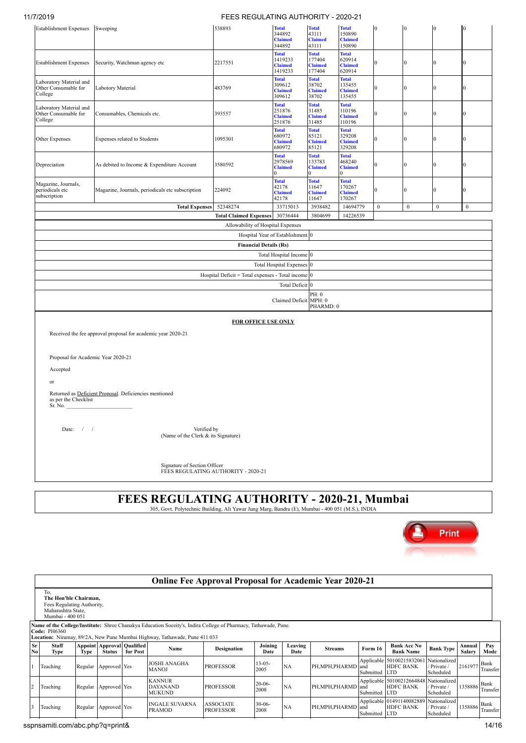| | | | | | | | | | |
|---|---|---|---|---|---|---|---|---|---|
| Establishment Expenses | Sweeping | 538893 | Total 344892 Claimed 344892 | Total 43111 Claimed 43111 | Total 150890 Claimed 150890 | 0 | 0 | 0 | 0 |
| Establishment Expenses | Security, Watchman agency etc | 2217551 | Total 1419233 Claimed 1419233 | Total 177404 Claimed 177404 | Total 620914 Claimed 620914 | 0 | 0 | 0 | 0 |
| Laboratory Material and Other Consumable for College | Labotory Material | 483769 | Total 309612 Claimed 309612 | Total 38702 Claimed 38702 | Total 135455 Claimed 135455 | 0 | 0 | 0 | 0 |
| Laboratory Material and Other Consumable for College | Consumables, Chemicals etc. | 393557 | Total 251876 Claimed 251876 | Total 31485 Claimed 31485 | Total 110196 Claimed 110196 | 0 | 0 | 0 | 0 |
| Other Expenses | Expenses related to Students | 1095301 | Total 680972 Claimed 680972 | Total 85121 Claimed 85121 | Total 329208 Claimed 329208 | 0 | 0 | 0 | 0 |
| Depreciation | As debited to Income & Expenditure Account | 3580592 | Total 2978569 Claimed 0 | Total 133783 Claimed 0 | Total 468240 Claimed 0 | 0 | 0 | 0 | 0 |
| Magazine, Journals, periodicals etc subscription | Magazine, Journals, periodicals etc subscription | 224092 | Total 42178 Claimed 42178 | Total 11647 Claimed 11647 | Total 170267 Claimed 170267 | 0 | 0 | 0 | 0 |
| | Total Expenses | 52348274 | 33715013 | 3938482 | 14694779 | 0 | 0 | 0 | 0 |
| | | Total Claimed Expenses | 30736444 | 3804699 | 14226539 | | | | |

| | |
|---|---|
| Allowability of Hospital Expenses | |
| Hospital Year of Establishment | 0 |
| **Financial Details (Rs)** | |
| Total Hospital Income | 0 |
| Total Hospital Expenses | 0 |
| Hospital Deficit = Total expenses - Total income | 0 |
| Total Deficit | 0 |
| Claimed Deficit | PH: 0 MPH: 0 PHARMD: 0 |

**FOR OFFICE USE ONLY**

Received the fee approval proposal for academic year 2020-21

Proposal for Academic Year 2020-21

Accepted

or

Returned as Deficient Proposal. Deficiencies mentioned as per the Checklist Sr. No. \_\_\_\_\_\_\_\_\_\_\_\_\_\_\_\_\_\_\_\_

Date: / /

Verified by (Name of the Clerk & its Signature)

Signature of Section Officer
FEES REGULATING AUTHORITY - 2020-21

# FEES REGULATING AUTHORITY - 2020-21, Mumbai

305, Govt. Polytechnic Building, Ali Yawar Jung Marg, Bandra (E), Mumbai - 400 051 (M.S.), INDIA

Print

## Online Fee Approval Proposal for Academic Year 2020-21

To,
**The Hon'ble Chairman,**
Fees Regulating Authority,
Maharashtra State,
Mumbai - 400 051

**Name of the College/Institute:** Shree Chanakya Education Soceity's, Indira College of Pharmacy, Tathawade, Pune.
**Code:** PH6360
**Location:** Niramay, 89/2A, New Pune Mumbai Highway, Tathawade, Pune 411 033

| Sr No | Staff Type | Appoint Type | Approval Status | Qualified for Post | Name | Designation | Joining Date | Leaving Date | Streams | Form 16 | Bank Acc No Bank Name | Bank Type | Annual Salary | Pay Mode |
|---|---|---|---|---|---|---|---|---|---|---|---|---|---|---|
| 1 | Teaching | Regular | Approved | Yes | JOSHI ANAGHA MANOJ | PROFESSOR | 13-05-2005 | NA | PH,MPH,PHARMD | Applicable and Submitted | 50100215832061 HDFC BANK LTD | Nationalized / Private / Scheduled | 2161977 | Bank Transfer |
| 2 | Teaching | Regular | Approved | Yes | KANNUR DAYANAND MUKUND | PROFESSOR | 20-06-2008 | NA | PH,MPH,PHARMD | Applicable and Submitted | 50100212664848 HDFC BANK LTD | Nationalized / Private / Scheduled | 1358886 | Bank Transfer |
| 3 | Teaching | Regular | Approved | Yes | INGALE SUVARNA PRAMOD | ASSOCIATE PROFESSOR | 30-06-2008 | NA | PH,MPH,PHARMD | Applicable and Submitted | 01491140082889 HDFC BANK LTD | Nationalized / Private / Scheduled | 1358886 | Bank Transfer |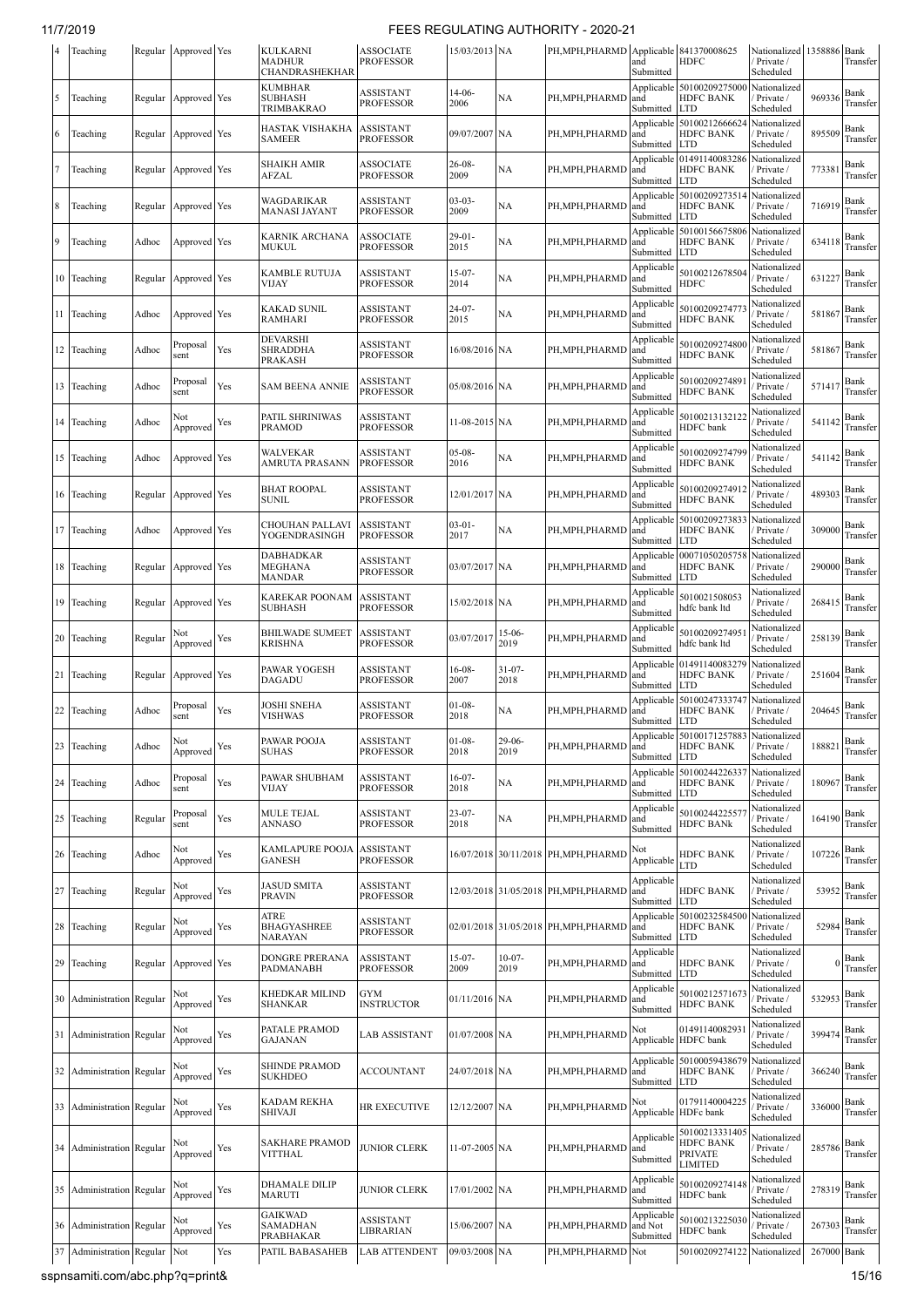| | | | | | | | | | | | | | | |
|---|---|---|---|---|---|---|---|---|---|---|---|---|---|---|
| 4 | Teaching | Regular | Approved | Yes | KULKARNI MADHUR CHANDRASHEKHAR | ASSOCIATE PROFESSOR | 15/03/2013 | NA | PH,MPH,PHARMD | Applicable and Submitted | 841370008625 HDFC | Nationalized / Private / Scheduled | 1358886 | Bank Transfer |
| 5 | Teaching | Regular | Approved | Yes | KUMBHAR SUBHASH TRIMBAKRAO | ASSISTANT PROFESSOR | 14-06-2006 | NA | PH,MPH,PHARMD | Applicable and Submitted | 50100209275000 HDFC BANK LTD | Nationalized / Private / Scheduled | 969336 | Bank Transfer |
| 6 | Teaching | Regular | Approved | Yes | HASTAK VISHAKHA SAMEER | ASSISTANT PROFESSOR | 09/07/2007 | NA | PH,MPH,PHARMD | Applicable and Submitted | 50100212666624 HDFC BANK LTD | Nationalized / Private / Scheduled | 895509 | Bank Transfer |
| 7 | Teaching | Regular | Approved | Yes | SHAIKH AMIR AFZAL | ASSOCIATE PROFESSOR | 26-08-2009 | NA | PH,MPH,PHARMD | Applicable and Submitted | 01491140083286 HDFC BANK LTD | Nationalized / Private / Scheduled | 773381 | Bank Transfer |
| 8 | Teaching | Regular | Approved | Yes | WAGDARIKAR MANASI JAYANT | ASSISTANT PROFESSOR | 03-03-2009 | NA | PH,MPH,PHARMD | Applicable and Submitted | 50100209273514 HDFC BANK LTD | Nationalized / Private / Scheduled | 716919 | Bank Transfer |
| 9 | Teaching | Adhoc | Approved | Yes | KARNIK ARCHANA MUKUL | ASSOCIATE PROFESSOR | 29-01-2015 | NA | PH,MPH,PHARMD | Applicable and Submitted | 50100156675806 HDFC BANK LTD | Nationalized / Private / Scheduled | 634118 | Bank Transfer |
| 10 | Teaching | Regular | Approved | Yes | KAMBLE RUTUJA VIJAY | ASSISTANT PROFESSOR | 15-07-2014 | NA | PH,MPH,PHARMD | Applicable and Submitted | 50100212678504 HDFC | Nationalized / Private / Scheduled | 631227 | Bank Transfer |
| 11 | Teaching | Adhoc | Approved | Yes | KAKAD SUNIL RAMHARI | ASSISTANT PROFESSOR | 24-07-2015 | NA | PH,MPH,PHARMD | Applicable and Submitted | 50100209274773 HDFC BANK | Nationalized / Private / Scheduled | 581867 | Bank Transfer |
| 12 | Teaching | Adhoc | Proposal sent | Yes | DEVARSHI SHRADDHA PRAKASH | ASSISTANT PROFESSOR | 16/08/2016 | NA | PH,MPH,PHARMD | Applicable and Submitted | 50100209274800 HDFC BANK | Nationalized / Private / Scheduled | 581867 | Bank Transfer |
| 13 | Teaching | Adhoc | Proposal sent | Yes | SAM BEENA ANNIE | ASSISTANT PROFESSOR | 05/08/2016 | NA | PH,MPH,PHARMD | Applicable and Submitted | 50100209274891 HDFC BANK | Nationalized / Private / Scheduled | 571417 | Bank Transfer |
| 14 | Teaching | Adhoc | Not Approved | Yes | PATIL SHRINIWAS PRAMOD | ASSISTANT PROFESSOR | 11-08-2015 | NA | PH,MPH,PHARMD | Applicable and Submitted | 50100213132122 HDFC bank | Nationalized / Private / Scheduled | 541142 | Bank Transfer |
| 15 | Teaching | Adhoc | Approved | Yes | WALVEKAR AMRUTA PRASANN | ASSISTANT PROFESSOR | 05-08-2016 | NA | PH,MPH,PHARMD | Applicable and Submitted | 50100209274799 HDFC BANK | Nationalized / Private / Scheduled | 541142 | Bank Transfer |
| 16 | Teaching | Regular | Approved | Yes | BHAT ROOPAL SUNIL | ASSISTANT PROFESSOR | 12/01/2017 | NA | PH,MPH,PHARMD | Applicable and Submitted | 50100209274912 HDFC BANK | Nationalized / Private / Scheduled | 489303 | Bank Transfer |
| 17 | Teaching | Adhoc | Approved | Yes | CHOUHAN PALLAVI YOGENDRASINGH | ASSISTANT PROFESSOR | 03-01-2017 | NA | PH,MPH,PHARMD | Applicable and Submitted | 50100209273833 HDFC BANK LTD | Nationalized / Private / Scheduled | 309000 | Bank Transfer |
| 18 | Teaching | Regular | Approved | Yes | DABHADKAR MEGHANA MANDAR | ASSISTANT PROFESSOR | 03/07/2017 | NA | PH,MPH,PHARMD | Applicable and Submitted | 00071050205758 HDFC BANK LTD | Nationalized / Private / Scheduled | 290000 | Bank Transfer |
| 19 | Teaching | Regular | Approved | Yes | KAREKAR POONAM SUBHASH | ASSISTANT PROFESSOR | 15/02/2018 | NA | PH,MPH,PHARMD | Applicable and Submitted | 5010021508053 hdfc bank ltd | Nationalized / Private / Scheduled | 268415 | Bank Transfer |
| 20 | Teaching | Regular | Not Approved | Yes | BHILWADE SUMEET KRISHNA | ASSISTANT PROFESSOR | 03/07/2017 | 15-06-2019 | PH,MPH,PHARMD | Applicable and Submitted | 50100209274951 hdfc bank ltd | Nationalized / Private / Scheduled | 258139 | Bank Transfer |
| 21 | Teaching | Regular | Approved | Yes | PAWAR YOGESH DAGADU | ASSISTANT PROFESSOR | 16-08-2007 | 31-07-2018 | PH,MPH,PHARMD | Applicable and Submitted | 01491140083279 HDFC BANK LTD | Nationalized / Private / Scheduled | 251604 | Bank Transfer |
| 22 | Teaching | Adhoc | Proposal sent | Yes | JOSHI SNEHA VISHWAS | ASSISTANT PROFESSOR | 01-08-2018 | NA | PH,MPH,PHARMD | Applicable and Submitted | 50100247333747 HDFC BANK LTD | Nationalized / Private / Scheduled | 204645 | Bank Transfer |
| 23 | Teaching | Adhoc | Not Approved | Yes | PAWAR POOJA SUHAS | ASSISTANT PROFESSOR | 01-08-2018 | 29-06-2019 | PH,MPH,PHARMD | Applicable and Submitted | 50100171257883 HDFC BANK LTD | Nationalized / Private / Scheduled | 188821 | Bank Transfer |
| 24 | Teaching | Adhoc | Proposal sent | Yes | PAWAR SHUBHAM VIJAY | ASSISTANT PROFESSOR | 16-07-2018 | NA | PH,MPH,PHARMD | Applicable and Submitted | 50100244226337 HDFC BANK LTD | Nationalized / Private / Scheduled | 180967 | Bank Transfer |
| 25 | Teaching | Regular | Proposal sent | Yes | MULE TEJAL ANNASO | ASSISTANT PROFESSOR | 23-07-2018 | NA | PH,MPH,PHARMD | Applicable and Submitted | 50100244225577 HDFC BANk | Nationalized / Private / Scheduled | 164190 | Bank Transfer |
| 26 | Teaching | Adhoc | Not Approved | Yes | KAMLAPURE POOJA GANESH | ASSISTANT PROFESSOR | 16/07/2018 | 30/11/2018 | PH,MPH,PHARMD | Not Applicable | HDFC BANK LTD | Nationalized / Private / Scheduled | 107226 | Bank Transfer |
| 27 | Teaching | Regular | Not Approved | Yes | JASUD SMITA PRAVIN | ASSISTANT PROFESSOR | 12/03/2018 | 31/05/2018 | PH,MPH,PHARMD | Applicable and Submitted | HDFC BANK LTD | Nationalized / Private / Scheduled | 53952 | Bank Transfer |
| 28 | Teaching | Regular | Not Approved | Yes | ATRE BHAGYASHREE NARAYAN | ASSISTANT PROFESSOR | 02/01/2018 | 31/05/2018 | PH,MPH,PHARMD | Applicable and Submitted | 50100232584500 HDFC BANK LTD | Nationalized / Private / Scheduled | 52984 | Bank Transfer |
| 29 | Teaching | Regular | Approved | Yes | DONGRE PRERANA PADMANABH | ASSISTANT PROFESSOR | 15-07-2009 | 10-07-2019 | PH,MPH,PHARMD | Applicable and Submitted | HDFC BANK LTD | Nationalized / Private / Scheduled | 0 | Bank Transfer |
| 30 | Administration | Regular | Not Approved | Yes | KHEDKAR MILIND SHANKAR | GYM INSTRUCTOR | 01/11/2016 | NA | PH,MPH,PHARMD | Applicable and Submitted | 50100212571673 HDFC BANK | Nationalized / Private / Scheduled | 532953 | Bank Transfer |
| 31 | Administration | Regular | Not Approved | Yes | PATALE PRAMOD GAJANAN | LAB ASSISTANT | 01/07/2008 | NA | PH,MPH,PHARMD | Not Applicable | 01491140082931 HDFC bank | Nationalized / Private / Scheduled | 399474 | Bank Transfer |
| 32 | Administration | Regular | Not Approved | Yes | SHINDE PRAMOD SUKHDEO | ACCOUNTANT | 24/07/2018 | NA | PH,MPH,PHARMD | Applicable and Submitted | 50100059438679 HDFC BANK LTD | Nationalized / Private / Scheduled | 366240 | Bank Transfer |
| 33 | Administration | Regular | Not Approved | Yes | KADAM REKHA SHIVAJI | HR EXECUTIVE | 12/12/2007 | NA | PH,MPH,PHARMD | Not Applicable | 01791140004225 HDFc bank | Nationalized / Private / Scheduled | 336000 | Bank Transfer |
| 34 | Administration | Regular | Not Approved | Yes | SAKHARE PRAMOD VITTHAL | JUNIOR CLERK | 11-07-2005 | NA | PH,MPH,PHARMD | Applicable and Submitted | 50100213331405 HDFC BANK PRIVATE LIMITED | Nationalized / Private / Scheduled | 285786 | Bank Transfer |
| 35 | Administration | Regular | Not Approved | Yes | DHAMALE DILIP MARUTI | JUNIOR CLERK | 17/01/2002 | NA | PH,MPH,PHARMD | Applicable and Submitted | 50100209274148 HDFC bank | Nationalized / Private / Scheduled | 278319 | Bank Transfer |
| 36 | Administration | Regular | Not Approved | Yes | GAIKWAD SAMADHAN PRABHAKAR | ASSISTANT LIBRARIAN | 15/06/2007 | NA | PH,MPH,PHARMD | Applicable and Not Submitted | 50100213225030 HDFC bank | Nationalized / Private / Scheduled | 267303 | Bank Transfer |
| 37 | Administration | Regular | Not | Yes | PATIL BABASAHEB | LAB ATTENDENT | 09/03/2008 | NA | PH,MPH,PHARMD | Not | 50100209274122 | Nationalized | 267000 | Bank |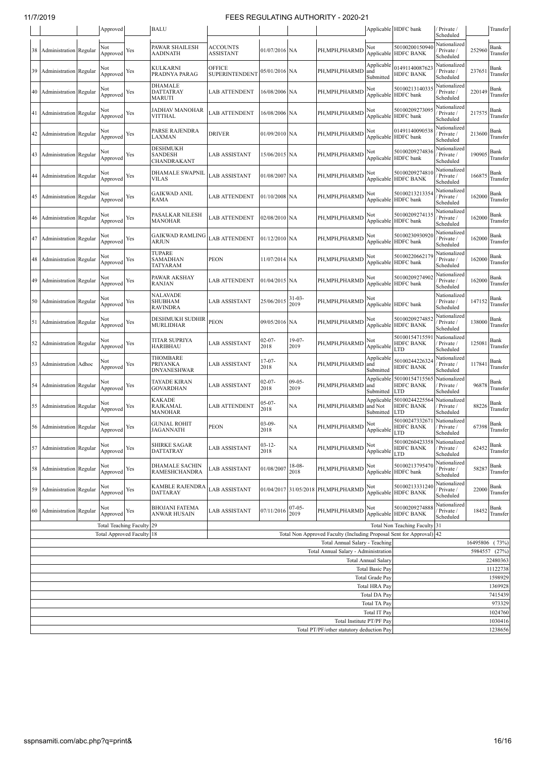| | | | | | | | | | | | | | | |
|---|---|---|---|---|---|---|---|---|---|---|---|---|---|---|
| | | | Approved | | BALU | | | | | | Applicable | HDFC bank | / Private / Scheduled | | Transfer |
| 38 | Administration | Regular | Not Approved | Yes | PAWAR SHAILESH AADINATH | ACCOUNTS ASSISTANT | 01/07/2016 | NA | PH,MPH,PHARMD | Not Applicable | 50100200150940 HDFC BANK | Nationalized / Private / Scheduled | 252960 | Bank Transfer |
| 39 | Administration | Regular | Not Approved | Yes | KULKARNI PRADNYA PARAG | OFFICE SUPERINTENDENT | 05/01/2016 | NA | PH,MPH,PHARMD | Applicable and Submitted | 01491140087623 HDFC BANK | Nationalized / Private / Scheduled | 237651 | Bank Transfer |
| 40 | Administration | Regular | Not Approved | Yes | DHAMALE DATTATRAY MARUTI | LAB ATTENDENT | 16/08/2006 | NA | PH,MPH,PHARMD | Not Applicable | 50100213140335 HDFC bank | Nationalized / Private / Scheduled | 220149 | Bank Transfer |
| 41 | Administration | Regular | Not Approved | Yes | JADHAV MANOHAR VITTHAL | LAB ATTENDENT | 16/08/2006 | NA | PH,MPH,PHARMD | Not Applicable | 50100209273095 HDFC bank | Nationalized / Private / Scheduled | 217575 | Bank Transfer |
| 42 | Administration | Regular | Not Approved | Yes | PARSE RAJENDRA LAXMAN | DRIVER | 01/09/2010 | NA | PH,MPH,PHARMD | Not Applicable | 01491140090538 HDFC bank | Nationalized / Private / Scheduled | 213600 | Bank Transfer |
| 43 | Administration | Regular | Not Approved | Yes | DESHMUKH SANDESH CHANDRAKANT | LAB ASSISTANT | 15/06/2015 | NA | PH,MPH,PHARMD | Not Applicable | 50100209274836 HDFC bank | Nationalized / Private / Scheduled | 190905 | Bank Transfer |
| 44 | Administration | Regular | Not Approved | Yes | DHAMALE SWAPNIL VILAS | LAB ASSISTANT | 01/08/2007 | NA | PH,MPH,PHARMD | Not Applicable | 50100209274810 HDFC BANK | Nationalized / Private / Scheduled | 166875 | Bank Transfer |
| 45 | Administration | Regular | Not Approved | Yes | GAIKWAD ANIL RAMA | LAB ATTENDENT | 01/10/2008 | NA | PH,MPH,PHARMD | Not Applicable | 50100213213354 HDFC bank | Nationalized / Private / Scheduled | 162000 | Bank Transfer |
| 46 | Administration | Regular | Not Approved | Yes | PASALKAR NILESH MANOHAR | LAB ATTENDENT | 02/08/2010 | NA | PH,MPH,PHARMD | Not Applicable | 50100209274135 HDFC bank | Nationalized / Private / Scheduled | 162000 | Bank Transfer |
| 47 | Administration | Regular | Not Approved | Yes | GAIKWAD RAMLING ARJUN | LAB ATTENDENT | 01/12/2010 | NA | PH,MPH,PHARMD | Not Applicable | 50100230930920 HDFC bank | Nationalized / Private / Scheduled | 162000 | Bank Transfer |
| 48 | Administration | Regular | Not Approved | Yes | TUPARE SAMADHAN TATYARAM | PEON | 11/07/2014 | NA | PH,MPH,PHARMD | Not Applicable | 50100220662179 HDFC bank | Nationalized / Private / Scheduled | 162000 | Bank Transfer |
| 49 | Administration | Regular | Not Approved | Yes | PAWAR AKSHAY RANJAN | LAB ATTENDENT | 01/04/2015 | NA | PH,MPH,PHARMD | Not Applicable | 50100209274902 HDFC bank | Nationalized / Private / Scheduled | 162000 | Bank Transfer |
| 50 | Administration | Regular | Not Approved | Yes | NALAVADE SHUBHAM RAVINDRA | LAB ASSISTANT | 25/06/2015 | 31-03-2019 | PH,MPH,PHARMD | Not Applicable | HDFC bank | Nationalized / Private / Scheduled | 147152 | Bank Transfer |
| 51 | Administration | Regular | Not Approved | Yes | DESHMUKH SUDHIR MURLIDHAR | PEON | 09/05/2016 | NA | PH,MPH,PHARMD | Not Applicable | 50100209274852 HDFC BANK | Nationalized / Private / Scheduled | 138000 | Bank Transfer |
| 52 | Administration | Regular | Not Approved | Yes | TITAR SUPRIYA HARIBHAU | LAB ASSISTANT | 02-07-2018 | 19-07-2019 | PH,MPH,PHARMD | Not Applicable | 50100154715591 HDFC BANK LTD | Nationalized / Private / Scheduled | 125081 | Bank Transfer |
| 53 | Administration | Adhoc | Not Approved | Yes | THOMBARE PRIYANKA DNYANESHWAR | LAB ASSISTANT | 17-07-2018 | NA | PH,MPH,PHARMD | Applicable and Submitted | 50100244226324 HDFC BANK | Nationalized / Private / Scheduled | 117841 | Bank Transfer |
| 54 | Administration | Regular | Not Approved | Yes | TAYADE KIRAN GOVARDHAN | LAB ASSISTANT | 02-07-2018 | 09-05-2019 | PH,MPH,PHARMD | Applicable and Submitted | 50100154715565 HDFC BANK LTD | Nationalized / Private / Scheduled | 96878 | Bank Transfer |
| 55 | Administration | Regular | Not Approved | Yes | KAKADE RAJKAMAL MANOHAR | LAB ATTENDENT | 05-07-2018 | NA | PH,MPH,PHARMD | Applicable and Not Submitted | 50100244225564 HDFC BANK LTD | Nationalized / Private / Scheduled | 88226 | Bank Transfer |
| 56 | Administration | Regular | Not Approved | Yes | GUNJAL ROHIT JAGANNATH | PEON | 03-09-2018 | NA | PH,MPH,PHARMD | Not Applicable | 50100247332671 HDFC BANK LTD | Nationalized / Private / Scheduled | 67398 | Bank Transfer |
| 57 | Administration | Regular | Not Approved | Yes | SHIRKE SAGAR DATTATRAY | LAB ASSISTANT | 03-12-2018 | NA | PH,MPH,PHARMD | Not Applicable | 50100260423358 HDFC BANK LTD | Nationalized / Private / Scheduled | 62452 | Bank Transfer |
| 58 | Administration | Regular | Not Approved | Yes | DHAMALE SACHIN RAMESHCHANDRA | LAB ASSISTANT | 01/08/2007 | 18-08-2018 | PH,MPH,PHARMD | Not Applicable | 50100213795470 HDFC bank | Nationalized / Private / Scheduled | 58287 | Bank Transfer |
| 59 | Administration | Regular | Not Approved | Yes | KAMBLE RAJENDRA DATTARAY | LAB ASSISTANT | 01/04/2017 | 31/05/2018 | PH,MPH,PHARMD | Not Applicable | 50100213331240 HDFC BANK | Nationalized / Private / Scheduled | 22000 | Bank Transfer |
| 60 | Administration | Regular | Not Approved | Yes | BHOJANI FATEMA ANWAR HUSAIN | LAB ASSISTANT | 07/11/2016 | 07-05-2019 | PH,MPH,PHARMD | Not Applicable | 50100209274888 HDFC BANK | Nationalized / Private / Scheduled | 18452 | Bank Transfer |
| | | | Total Teaching Faculty | 29 | | | | | | | Total Non Teaching Faculty | 31 | | |
| | | | Total Approved Faculty | 18 | | | | | Total Non Approved Faculty (Including Proposal Sent for Approval) | | | 42 | | |
| | | | | | | | | | Total Annual Salary - Teaching | | | | 16495806 (73%) | |
| | | | | | | | | | Total Annual Salary - Administration | | | | 5984557 (27%) | |
| | | | | | | | | | Total Annual Salary | | | | | 22480363 |
| | | | | | | | | | Total Basic Pay | | | | | 11122738 |
| | | | | | | | | | Total Grade Pay | | | | | 1598929 |
| | | | | | | | | | Total HRA Pay | | | | | 1369928 |
| | | | | | | | | | Total DA Pay | | | | | 7415439 |
| | | | | | | | | | Total TA Pay | | | | | 973329 |
| | | | | | | | | | Total IT Pay | | | | | 1024760 |
| | | | | | | | | | Total Institute PT/PF Pay | | | | | 1030416 |
| | | | | | | | | | Total PT/PF/other statutory deduction Pay | | | | | 1238656 |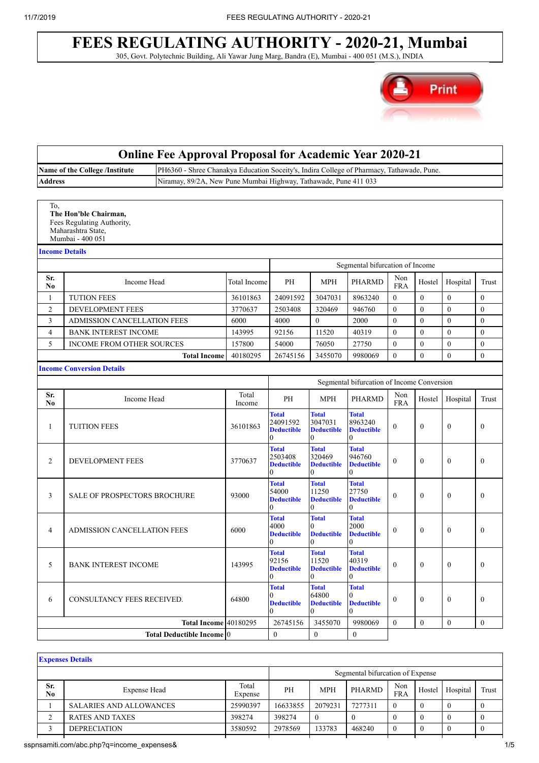# FEES REGULATING AUTHORITY - 2020-21, Mumbai

305, Govt. Polytechnic Building, Ali Yawar Jung Marg, Bandra (E), Mumbai - 400 051 (M.S.), INDIA

## Online Fee Approval Proposal for Academic Year 2020-21

| | |
|---|---|
| **Name of the College /Institute** | PH6360 - Shree Chanakya Education Soceity's, Indira College of Pharmacy, Tathawade, Pune. |
| **Address** | Niramay, 89/2A, New Pune Mumbai Highway, Tathawade, Pune 411 033 |

To,
**The Hon'ble Chairman,**
Fees Regulating Authority,
Maharashtra State,
Mumbai - 400 051

### Income Details

| | | | Segmental bifurcation of Income | | | | | | | |
|---|---|---|---|---|---|---|---|---|---|---|
| **Sr. No** | Income Head | Total Income | PH | MPH | PHARMD | Non FRA | Hostel | Hospital | Trust |
| 1 | TUTION FEES | 36101863 | 24091592 | 3047031 | 8963240 | 0 | 0 | 0 | 0 |
| 2 | DEVELOPMENT FEES | 3770637 | 2503408 | 320469 | 946760 | 0 | 0 | 0 | 0 |
| 3 | ADMISSION CANCELLATION FEES | 6000 | 4000 | 0 | 2000 | 0 | 0 | 0 | 0 |
| 4 | BANK INTEREST INCOME | 143995 | 92156 | 11520 | 40319 | 0 | 0 | 0 | 0 |
| 5 | INCOME FROM OTHER SOURCES | 157800 | 54000 | 76050 | 27750 | 0 | 0 | 0 | 0 |
| | **Total Income** | 40180295 | 26745156 | 3455070 | 9980069 | 0 | 0 | 0 | 0 |

### Income Conversion Details

| | | | Segmental bifurcation of Income Conversion | | | | | | |
|---|---|---|---|---|---|---|---|---|---|
| **Sr. No** | Income Head | Total Income | PH | MPH | PHARMD | Non FRA | Hostel | Hospital | Trust |
| 1 | TUITION FEES | 36101863 | **Total** 24091592 **Deductible** 0 | **Total** 3047031 **Deductible** 0 | **Total** 8963240 **Deductible** 0 | 0 | 0 | 0 | 0 |
| 2 | DEVELOPMENT FEES | 3770637 | **Total** 2503408 **Deductible** 0 | **Total** 320469 **Deductible** 0 | **Total** 946760 **Deductible** 0 | 0 | 0 | 0 | 0 |
| 3 | SALE OF PROSPECTORS BROCHURE | 93000 | **Total** 54000 **Deductible** 0 | **Total** 11250 **Deductible** 0 | **Total** 27750 **Deductible** 0 | 0 | 0 | 0 | 0 |
| 4 | ADMISSION CANCELLATION FEES | 6000 | **Total** 4000 **Deductible** 0 | **Total** 0 **Deductible** 0 | **Total** 2000 **Deductible** 0 | 0 | 0 | 0 | 0 |
| 5 | BANK INTEREST INCOME | 143995 | **Total** 92156 **Deductible** 0 | **Total** 11520 **Deductible** 0 | **Total** 40319 **Deductible** 0 | 0 | 0 | 0 | 0 |
| 6 | CONSULTANCY FEES RECEIVED. | 64800 | **Total** 0 **Deductible** 0 | **Total** 64800 **Deductible** 0 | **Total** 0 **Deductible** 0 | 0 | 0 | 0 | 0 |
| | **Total Income** | 40180295 | 26745156 | 3455070 | 9980069 | 0 | 0 | 0 | 0 |
| | **Total Deductible Income** | 0 | 0 | 0 | 0 | | | | |

### Expenses Details

| | | | Segmental bifurcation of Expense | | | | | | |
|---|---|---|---|---|---|---|---|---|---|
| **Sr. No** | Expense Head | Total Expense | PH | MPH | PHARMD | Non FRA | Hostel | Hospital | Trust |
| 1 | SALARIES AND ALLOWANCES | 25990397 | 16633855 | 2079231 | 7277311 | 0 | 0 | 0 | 0 |
| 2 | RATES AND TAXES | 398274 | 398274 | 0 | 0 | 0 | 0 | 0 | 0 |
| 3 | DEPRECIATION | 3580592 | 2978569 | 133783 | 468240 | 0 | 0 | 0 | 0 |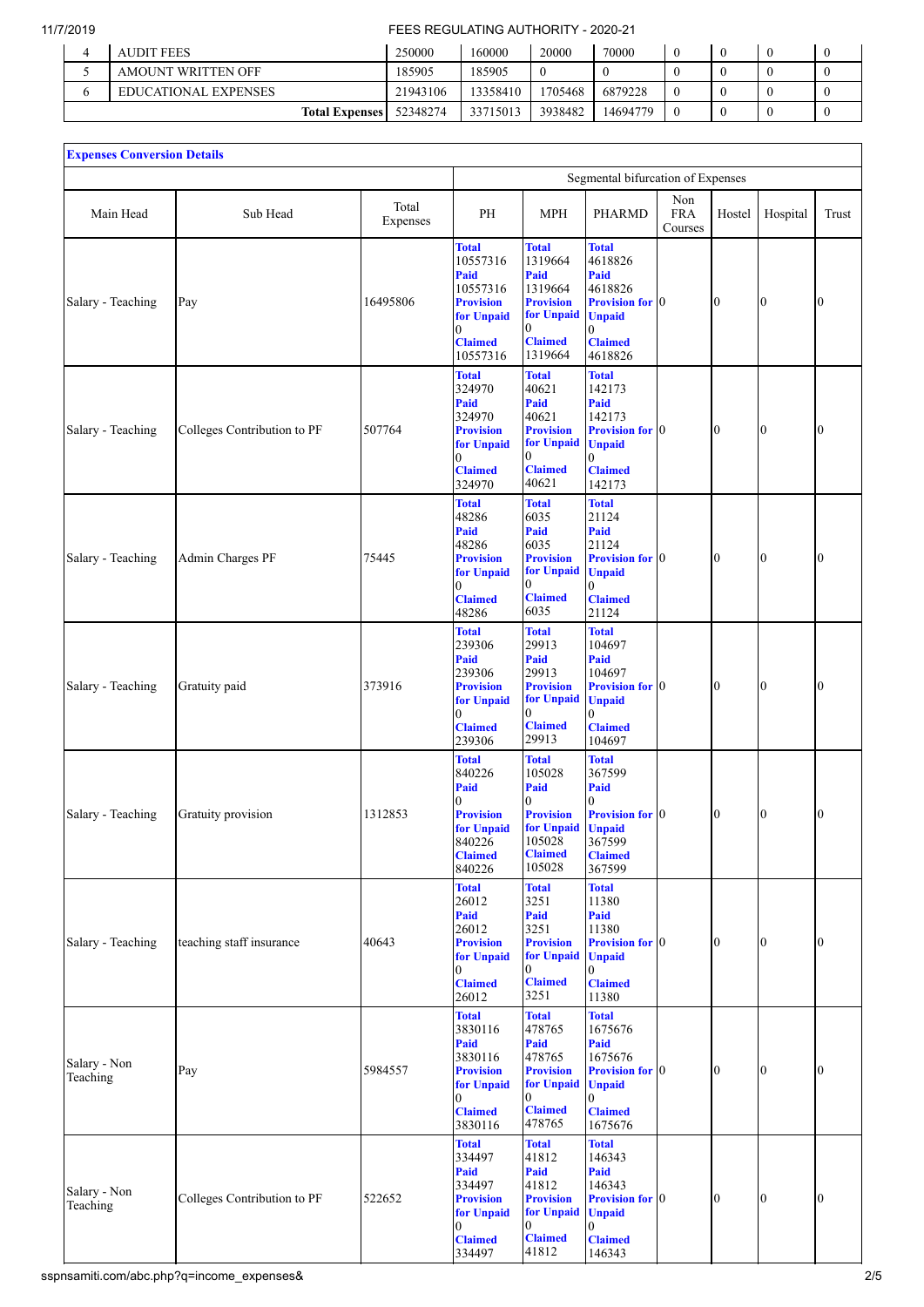| | | | | | | | | | |
|---|---|---|---|---|---|---|---|---|---|
| 4 | AUDIT FEES | 250000 | 160000 | 20000 | 70000 | 0 | 0 | 0 | 0 |
| 5 | AMOUNT WRITTEN OFF | 185905 | 185905 | 0 | 0 | 0 | 0 | 0 | 0 |
| 6 | EDUCATIONAL EXPENSES | 21943106 | 13358410 | 1705468 | 6879228 | 0 | 0 | 0 | 0 |
| | **Total Expenses** | 52348274 | 33715013 | 3938482 | 14694779 | 0 | 0 | 0 | 0 |

**Expenses Conversion Details**

| | | | Segmental bifurcation of Expenses | | | | | | |
|---|---|---|---|---|---|---|---|---|---|
| Main Head | Sub Head | Total Expenses | PH | MPH | PHARMD | Non FRA Courses | Hostel | Hospital | Trust |
| Salary - Teaching | Pay | 16495806 | **Total** 10557316 **Paid** 10557316 **Provision for Unpaid** 0 **Claimed** 10557316 | **Total** 1319664 **Paid** 1319664 **Provision for Unpaid** 0 **Claimed** 1319664 | **Total** 4618826 **Paid** 4618826 **Provision for Unpaid** 0 **Claimed** 4618826 | 0 | 0 | 0 | 0 |
| Salary - Teaching | Colleges Contribution to PF | 507764 | **Total** 324970 **Paid** 324970 **Provision for Unpaid** 0 **Claimed** 324970 | **Total** 40621 **Paid** 40621 **Provision for Unpaid** 0 **Claimed** 40621 | **Total** 142173 **Paid** 142173 **Provision for Unpaid** 0 **Claimed** 142173 | 0 | 0 | 0 | 0 |
| Salary - Teaching | Admin Charges PF | 75445 | **Total** 48286 **Paid** 48286 **Provision for Unpaid** 0 **Claimed** 48286 | **Total** 6035 **Paid** 6035 **Provision for Unpaid** 0 **Claimed** 6035 | **Total** 21124 **Paid** 21124 **Provision for Unpaid** 0 **Claimed** 21124 | 0 | 0 | 0 | 0 |
| Salary - Teaching | Gratuity paid | 373916 | **Total** 239306 **Paid** 239306 **Provision for Unpaid** 0 **Claimed** 239306 | **Total** 29913 **Paid** 29913 **Provision for Unpaid** 0 **Claimed** 29913 | **Total** 104697 **Paid** 104697 **Provision for Unpaid** 0 **Claimed** 104697 | 0 | 0 | 0 | 0 |
| Salary - Teaching | Gratuity provision | 1312853 | **Total** 840226 **Paid** 0 **Provision for Unpaid** 840226 **Claimed** 840226 | **Total** 105028 **Paid** 0 **Provision for Unpaid** 105028 **Claimed** 105028 | **Total** 367599 **Paid** 0 **Provision for Unpaid** 367599 **Claimed** 367599 | 0 | 0 | 0 | 0 |
| Salary - Teaching | teaching staff insurance | 40643 | **Total** 26012 **Paid** 26012 **Provision for Unpaid** 0 **Claimed** 26012 | **Total** 3251 **Paid** 3251 **Provision for Unpaid** 0 **Claimed** 3251 | **Total** 11380 **Paid** 11380 **Provision for Unpaid** 0 **Claimed** 11380 | 0 | 0 | 0 | 0 |
| Salary - Non Teaching | Pay | 5984557 | **Total** 3830116 **Paid** 3830116 **Provision for Unpaid** 0 **Claimed** 3830116 | **Total** 478765 **Paid** 478765 **Provision for Unpaid** 0 **Claimed** 478765 | **Total** 1675676 **Paid** 1675676 **Provision for Unpaid** 0 **Claimed** 1675676 | 0 | 0 | 0 | 0 |
| Salary - Non Teaching | Colleges Contribution to PF | 522652 | **Total** 334497 **Paid** 334497 **Provision for Unpaid** 0 **Claimed** 334497 | **Total** 41812 **Paid** 41812 **Provision for Unpaid** 0 **Claimed** 41812 | **Total** 146343 **Paid** 146343 **Provision for Unpaid** 0 **Claimed** 146343 | 0 | 0 | 0 | 0 |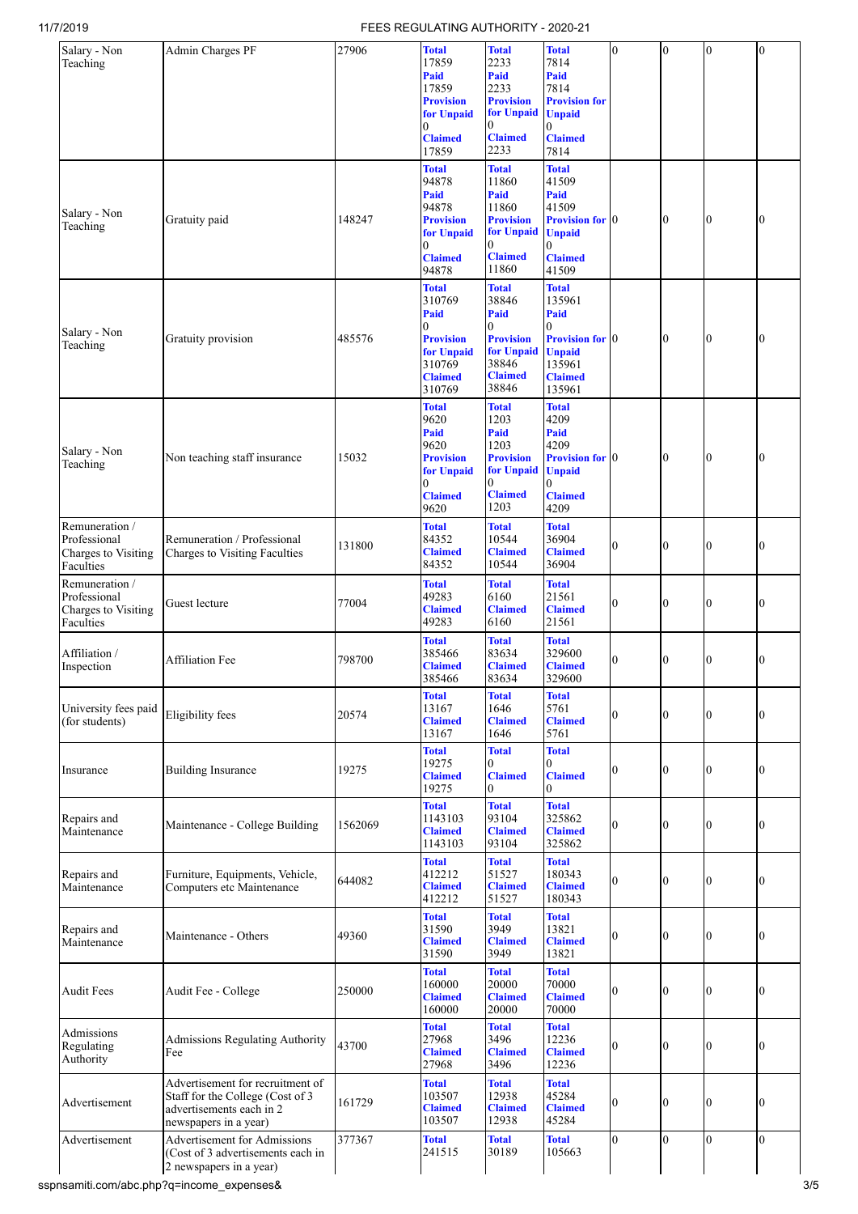| | | | | | | | | | |
|---|---|---|---|---|---|---|---|---|---|
| Salary - Non Teaching | Admin Charges PF | 27906 | **Total** 17859 **Paid** 17859 **Provision for Unpaid** 0 **Claimed** 17859 | **Total** 2233 **Paid** 2233 **Provision for Unpaid** 0 **Claimed** 2233 | **Total** 7814 **Paid** 7814 **Provision for Unpaid** 0 **Claimed** 7814 | 0 | 0 | 0 | 0 |
| Salary - Non Teaching | Gratuity paid | 148247 | **Total** 94878 **Paid** 94878 **Provision for Unpaid** 0 **Claimed** 94878 | **Total** 11860 **Paid** 11860 **Provision for Unpaid** 0 **Claimed** 11860 | **Total** 41509 **Paid** 41509 **Provision for Unpaid** 0 **Claimed** 41509 | 0 | 0 | 0 | 0 |
| Salary - Non Teaching | Gratuity provision | 485576 | **Total** 310769 **Paid** 0 **Provision for Unpaid** 310769 **Claimed** 310769 | **Total** 38846 **Paid** 0 **Provision for Unpaid** 38846 **Claimed** 38846 | **Total** 135961 **Paid** 0 **Provision for Unpaid** 135961 **Claimed** 135961 | 0 | 0 | 0 | 0 |
| Salary - Non Teaching | Non teaching staff insurance | 15032 | **Total** 9620 **Paid** 9620 **Provision for Unpaid** 0 **Claimed** 9620 | **Total** 1203 **Paid** 1203 **Provision for Unpaid** 0 **Claimed** 1203 | **Total** 4209 **Paid** 4209 **Provision for Unpaid** 0 **Claimed** 4209 | 0 | 0 | 0 | 0 |
| Remuneration / Professional Charges to Visiting Faculties | Remuneration / Professional Charges to Visiting Faculties | 131800 | **Total** 84352 **Claimed** 84352 | **Total** 10544 **Claimed** 10544 | **Total** 36904 **Claimed** 36904 | 0 | 0 | 0 | 0 |
| Remuneration / Professional Charges to Visiting Faculties | Guest lecture | 77004 | **Total** 49283 **Claimed** 49283 | **Total** 6160 **Claimed** 6160 | **Total** 21561 **Claimed** 21561 | 0 | 0 | 0 | 0 |
| Affiliation / Inspection | Affiliation Fee | 798700 | **Total** 385466 **Claimed** 385466 | **Total** 83634 **Claimed** 83634 | **Total** 329600 **Claimed** 329600 | 0 | 0 | 0 | 0 |
| University fees paid (for students) | Eligibility fees | 20574 | **Total** 13167 **Claimed** 13167 | **Total** 1646 **Claimed** 1646 | **Total** 5761 **Claimed** 5761 | 0 | 0 | 0 | 0 |
| Insurance | Building Insurance | 19275 | **Total** 19275 **Claimed** 19275 | **Total** 0 **Claimed** 0 | **Total** 0 **Claimed** 0 | 0 | 0 | 0 | 0 |
| Repairs and Maintenance | Maintenance - College Building | 1562069 | **Total** 1143103 **Claimed** 1143103 | **Total** 93104 **Claimed** 93104 | **Total** 325862 **Claimed** 325862 | 0 | 0 | 0 | 0 |
| Repairs and Maintenance | Furniture, Equipments, Vehicle, Computers etc Maintenance | 644082 | **Total** 412212 **Claimed** 412212 | **Total** 51527 **Claimed** 51527 | **Total** 180343 **Claimed** 180343 | 0 | 0 | 0 | 0 |
| Repairs and Maintenance | Maintenance - Others | 49360 | **Total** 31590 **Claimed** 31590 | **Total** 3949 **Claimed** 3949 | **Total** 13821 **Claimed** 13821 | 0 | 0 | 0 | 0 |
| Audit Fees | Audit Fee - College | 250000 | **Total** 160000 **Claimed** 160000 | **Total** 20000 **Claimed** 20000 | **Total** 70000 **Claimed** 70000 | 0 | 0 | 0 | 0 |
| Admissions Regulating Authority | Admissions Regulating Authority Fee | 43700 | **Total** 27968 **Claimed** 27968 | **Total** 3496 **Claimed** 3496 | **Total** 12236 **Claimed** 12236 | 0 | 0 | 0 | 0 |
| Advertisement | Advertisement for recruitment of Staff for the College (Cost of 3 advertisements each in 2 newspapers in a year) | 161729 | **Total** 103507 **Claimed** 103507 | **Total** 12938 **Claimed** 12938 | **Total** 45284 **Claimed** 45284 | 0 | 0 | 0 | 0 |
| Advertisement | Advertisement for Admissions (Cost of 3 advertisements each in 2 newspapers in a year) | 377367 | **Total** 241515 | **Total** 30189 | **Total** 105663 | 0 | 0 | 0 | 0 |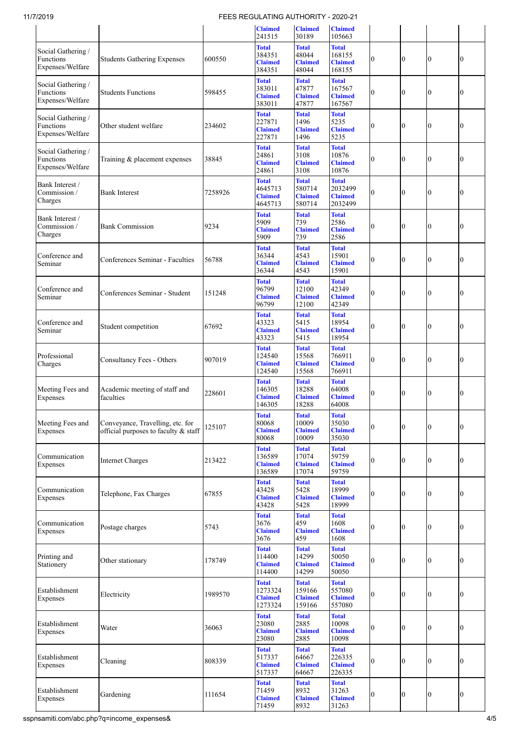| | | | | | | | | | |
|---|---|---|---|---|---|---|---|---|---|
| | | | **Claimed** 241515 | **Claimed** 30189 | **Claimed** 105663 | | | | |
| Social Gathering / Functions Expenses/Welfare | Students Gathering Expenses | 600550 | **Total** 384351 **Claimed** 384351 | **Total** 48044 **Claimed** 48044 | **Total** 168155 **Claimed** 168155 | 0 | 0 | 0 | 0 |
| Social Gathering / Functions Expenses/Welfare | Students Functions | 598455 | **Total** 383011 **Claimed** 383011 | **Total** 47877 **Claimed** 47877 | **Total** 167567 **Claimed** 167567 | 0 | 0 | 0 | 0 |
| Social Gathering / Functions Expenses/Welfare | Other student welfare | 234602 | **Total** 227871 **Claimed** 227871 | **Total** 1496 **Claimed** 1496 | **Total** 5235 **Claimed** 5235 | 0 | 0 | 0 | 0 |
| Social Gathering / Functions Expenses/Welfare | Training & placement expenses | 38845 | **Total** 24861 **Claimed** 24861 | **Total** 3108 **Claimed** 3108 | **Total** 10876 **Claimed** 10876 | 0 | 0 | 0 | 0 |
| Bank Interest / Commission / Charges | Bank Interest | 7258926 | **Total** 4645713 **Claimed** 4645713 | **Total** 580714 **Claimed** 580714 | **Total** 2032499 **Claimed** 2032499 | 0 | 0 | 0 | 0 |
| Bank Interest / Commission / Charges | Bank Commission | 9234 | **Total** 5909 **Claimed** 5909 | **Total** 739 **Claimed** 739 | **Total** 2586 **Claimed** 2586 | 0 | 0 | 0 | 0 |
| Conference and Seminar | Conferences Seminar - Faculties | 56788 | **Total** 36344 **Claimed** 36344 | **Total** 4543 **Claimed** 4543 | **Total** 15901 **Claimed** 15901 | 0 | 0 | 0 | 0 |
| Conference and Seminar | Conferences Seminar - Student | 151248 | **Total** 96799 **Claimed** 96799 | **Total** 12100 **Claimed** 12100 | **Total** 42349 **Claimed** 42349 | 0 | 0 | 0 | 0 |
| Conference and Seminar | Student competition | 67692 | **Total** 43323 **Claimed** 43323 | **Total** 5415 **Claimed** 5415 | **Total** 18954 **Claimed** 18954 | 0 | 0 | 0 | 0 |
| Professional Charges | Consultancy Fees - Others | 907019 | **Total** 124540 **Claimed** 124540 | **Total** 15568 **Claimed** 15568 | **Total** 766911 **Claimed** 766911 | 0 | 0 | 0 | 0 |
| Meeting Fees and Expenses | Academic meeting of staff and faculties | 228601 | **Total** 146305 **Claimed** 146305 | **Total** 18288 **Claimed** 18288 | **Total** 64008 **Claimed** 64008 | 0 | 0 | 0 | 0 |
| Meeting Fees and Expenses | Conveyance, Travelling, etc. for official purposes to faculty & staff | 125107 | **Total** 80068 **Claimed** 80068 | **Total** 10009 **Claimed** 10009 | **Total** 35030 **Claimed** 35030 | 0 | 0 | 0 | 0 |
| Communication Expenses | Internet Charges | 213422 | **Total** 136589 **Claimed** 136589 | **Total** 17074 **Claimed** 17074 | **Total** 59759 **Claimed** 59759 | 0 | 0 | 0 | 0 |
| Communication Expenses | Telephone, Fax Charges | 67855 | **Total** 43428 **Claimed** 43428 | **Total** 5428 **Claimed** 5428 | **Total** 18999 **Claimed** 18999 | 0 | 0 | 0 | 0 |
| Communication Expenses | Postage charges | 5743 | **Total** 3676 **Claimed** 3676 | **Total** 459 **Claimed** 459 | **Total** 1608 **Claimed** 1608 | 0 | 0 | 0 | 0 |
| Printing and Stationery | Other stationary | 178749 | **Total** 114400 **Claimed** 114400 | **Total** 14299 **Claimed** 14299 | **Total** 50050 **Claimed** 50050 | 0 | 0 | 0 | 0 |
| Establishment Expenses | Electricity | 1989570 | **Total** 1273324 **Claimed** 1273324 | **Total** 159166 **Claimed** 159166 | **Total** 557080 **Claimed** 557080 | 0 | 0 | 0 | 0 |
| Establishment Expenses | Water | 36063 | **Total** 23080 **Claimed** 23080 | **Total** 2885 **Claimed** 2885 | **Total** 10098 **Claimed** 10098 | 0 | 0 | 0 | 0 |
| Establishment Expenses | Cleaning | 808339 | **Total** 517337 **Claimed** 517337 | **Total** 64667 **Claimed** 64667 | **Total** 226335 **Claimed** 226335 | 0 | 0 | 0 | 0 |
| Establishment Expenses | Gardening | 111654 | **Total** 71459 **Claimed** 71459 | **Total** 8932 **Claimed** 8932 | **Total** 31263 **Claimed** 31263 | 0 | 0 | 0 | 0 |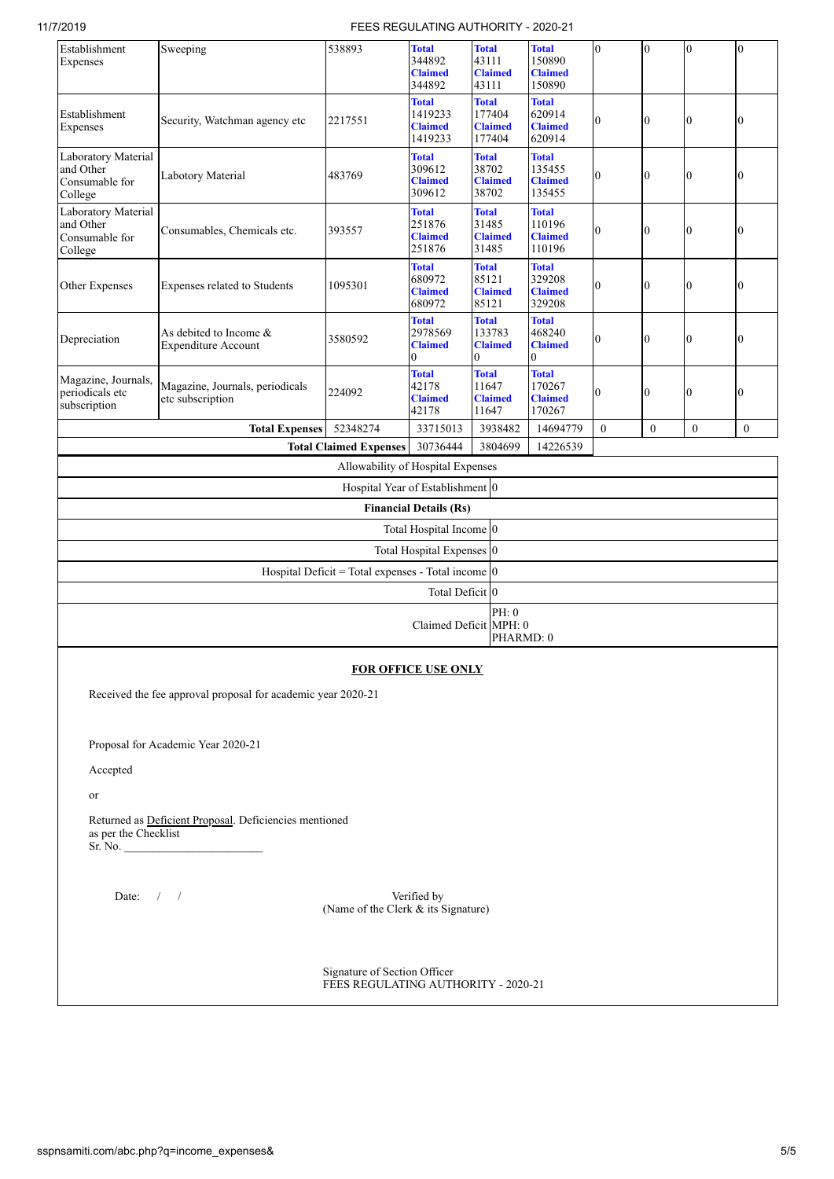| | | | | | | | | | | |
|---|---|---|---|---|---|---|---|---|---|---|
| Establishment Expenses | Sweeping | 538893 | **Total** 344892 **Claimed** 344892 | **Total** 43111 **Claimed** 43111 | **Total** 150890 **Claimed** 150890 | 0 | 0 | 0 | 0 |
| Establishment Expenses | Security, Watchman agency etc | 2217551 | **Total** 1419233 **Claimed** 1419233 | **Total** 177404 **Claimed** 177404 | **Total** 620914 **Claimed** 620914 | 0 | 0 | 0 | 0 |
| Laboratory Material and Other Consumable for College | Labotory Material | 483769 | **Total** 309612 **Claimed** 309612 | **Total** 38702 **Claimed** 38702 | **Total** 135455 **Claimed** 135455 | 0 | 0 | 0 | 0 |
| Laboratory Material and Other Consumable for College | Consumables, Chemicals etc. | 393557 | **Total** 251876 **Claimed** 251876 | **Total** 31485 **Claimed** 31485 | **Total** 110196 **Claimed** 110196 | 0 | 0 | 0 | 0 |
| Other Expenses | Expenses related to Students | 1095301 | **Total** 680972 **Claimed** 680972 | **Total** 85121 **Claimed** 85121 | **Total** 329208 **Claimed** 329208 | 0 | 0 | 0 | 0 |
| Depreciation | As debited to Income & Expenditure Account | 3580592 | **Total** 2978569 **Claimed** 0 | **Total** 133783 **Claimed** 0 | **Total** 468240 **Claimed** 0 | 0 | 0 | 0 | 0 |
| Magazine, Journals, periodicals etc subscription | Magazine, Journals, periodicals etc subscription | 224092 | **Total** 42178 **Claimed** 42178 | **Total** 11647 **Claimed** 11647 | **Total** 170267 **Claimed** 170267 | 0 | 0 | 0 | 0 |
| | **Total Expenses** | 52348274 | 33715013 | 3938482 | 14694779 | 0 | 0 | 0 | 0 |
| | **Total Claimed Expenses** | | 30736444 | 3804699 | 14226539 | | | | |

| | |
|---|---|
| Allowability of Hospital Expenses | |
| Hospital Year of Establishment | 0 |
| **Financial Details (Rs)** | |
| Total Hospital Income | 0 |
| Total Hospital Expenses | 0 |
| Hospital Deficit = Total expenses - Total income | 0 |
| Total Deficit | 0 |
| Claimed Deficit | PH: 0 MPH: 0 PHARMD: 0 |

**FOR OFFICE USE ONLY**

Received the fee approval proposal for academic year 2020-21

Proposal for Academic Year 2020-21

Accepted

or

Returned as Deficient Proposal. Deficiencies mentioned as per the Checklist
Sr. No. ________________________

Date: / /

Verified by
(Name of the Clerk & its Signature)

Signature of Section Officer
FEES REGULATING AUTHORITY - 2020-21